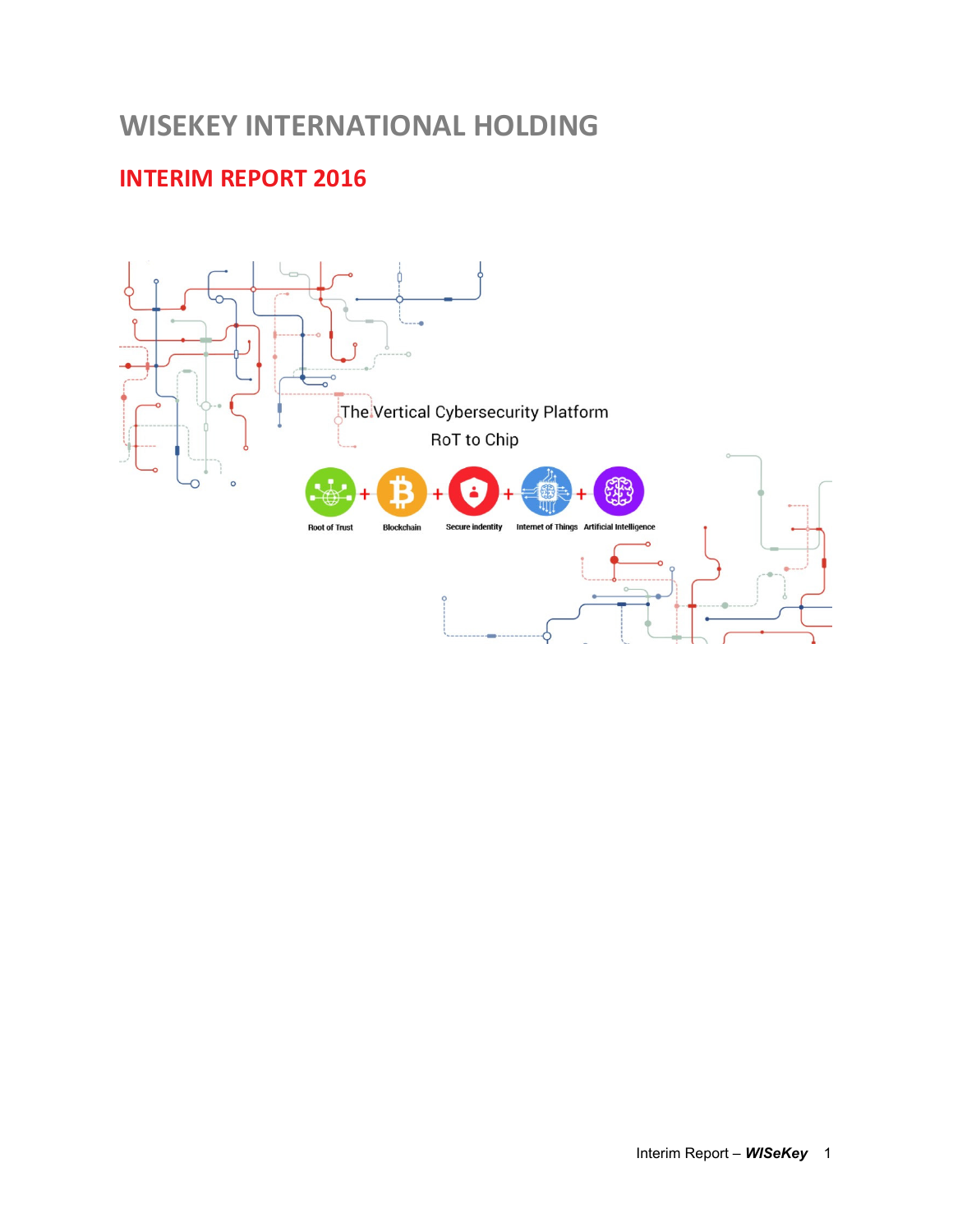# WISEKEY INTERNATIONAL HOLDING

## INTERIM REPORT 2016

The Vertical Cybersecurity Platform

RoT to Chip

Root of Trust + Blockchain + Secure indentity + Internet of Things + Artificial Intelligence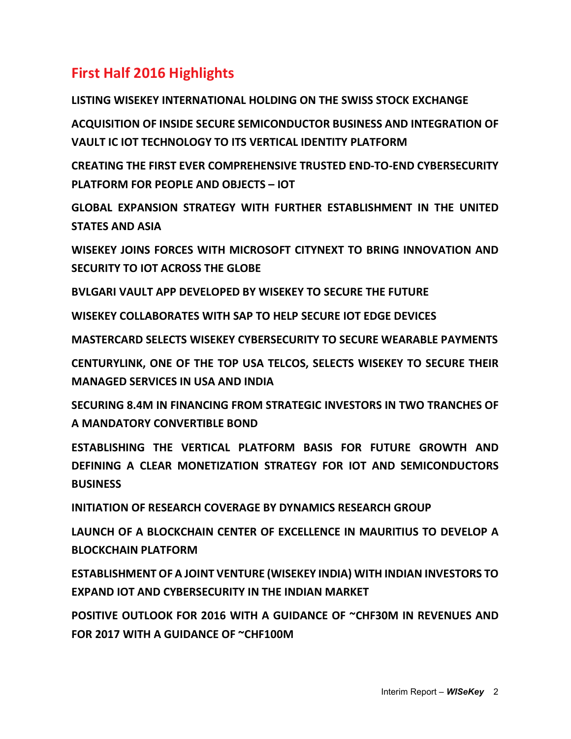## First Half 2016 Highlights

**LISTING WISEKEY INTERNATIONAL HOLDING ON THE SWISS STOCK EXCHANGE**

**ACQUISITION OF INSIDE SECURE SEMICONDUCTOR BUSINESS AND INTEGRATION OF VAULT IC IOT TECHNOLOGY TO ITS VERTICAL IDENTITY PLATFORM**

**CREATING THE FIRST EVER COMPREHENSIVE TRUSTED END-TO-END CYBERSECURITY PLATFORM FOR PEOPLE AND OBJECTS – IOT**

**GLOBAL EXPANSION STRATEGY WITH FURTHER ESTABLISHMENT IN THE UNITED STATES AND ASIA**

**WISEKEY JOINS FORCES WITH MICROSOFT CITYNEXT TO BRING INNOVATION AND SECURITY TO IOT ACROSS THE GLOBE**

**BVLGARI VAULT APP DEVELOPED BY WISEKEY TO SECURE THE FUTURE**

**WISEKEY COLLABORATES WITH SAP TO HELP SECURE IOT EDGE DEVICES**

**MASTERCARD SELECTS WISEKEY CYBERSECURITY TO SECURE WEARABLE PAYMENTS**

**CENTURYLINK, ONE OF THE TOP USA TELCOS, SELECTS WISEKEY TO SECURE THEIR MANAGED SERVICES IN USA AND INDIA**

**SECURING 8.4M IN FINANCING FROM STRATEGIC INVESTORS IN TWO TRANCHES OF A MANDATORY CONVERTIBLE BOND**

**ESTABLISHING THE VERTICAL PLATFORM BASIS FOR FUTURE GROWTH AND DEFINING A CLEAR MONETIZATION STRATEGY FOR IOT AND SEMICONDUCTORS BUSINESS**

**INITIATION OF RESEARCH COVERAGE BY DYNAMICS RESEARCH GROUP**

**LAUNCH OF A BLOCKCHAIN CENTER OF EXCELLENCE IN MAURITIUS TO DEVELOP A BLOCKCHAIN PLATFORM**

**ESTABLISHMENT OF A JOINT VENTURE (WISEKEY INDIA) WITH INDIAN INVESTORS TO EXPAND IOT AND CYBERSECURITY IN THE INDIAN MARKET**

**POSITIVE OUTLOOK FOR 2016 WITH A GUIDANCE OF ~CHF30M IN REVENUES AND FOR 2017 WITH A GUIDANCE OF ~CHF100M**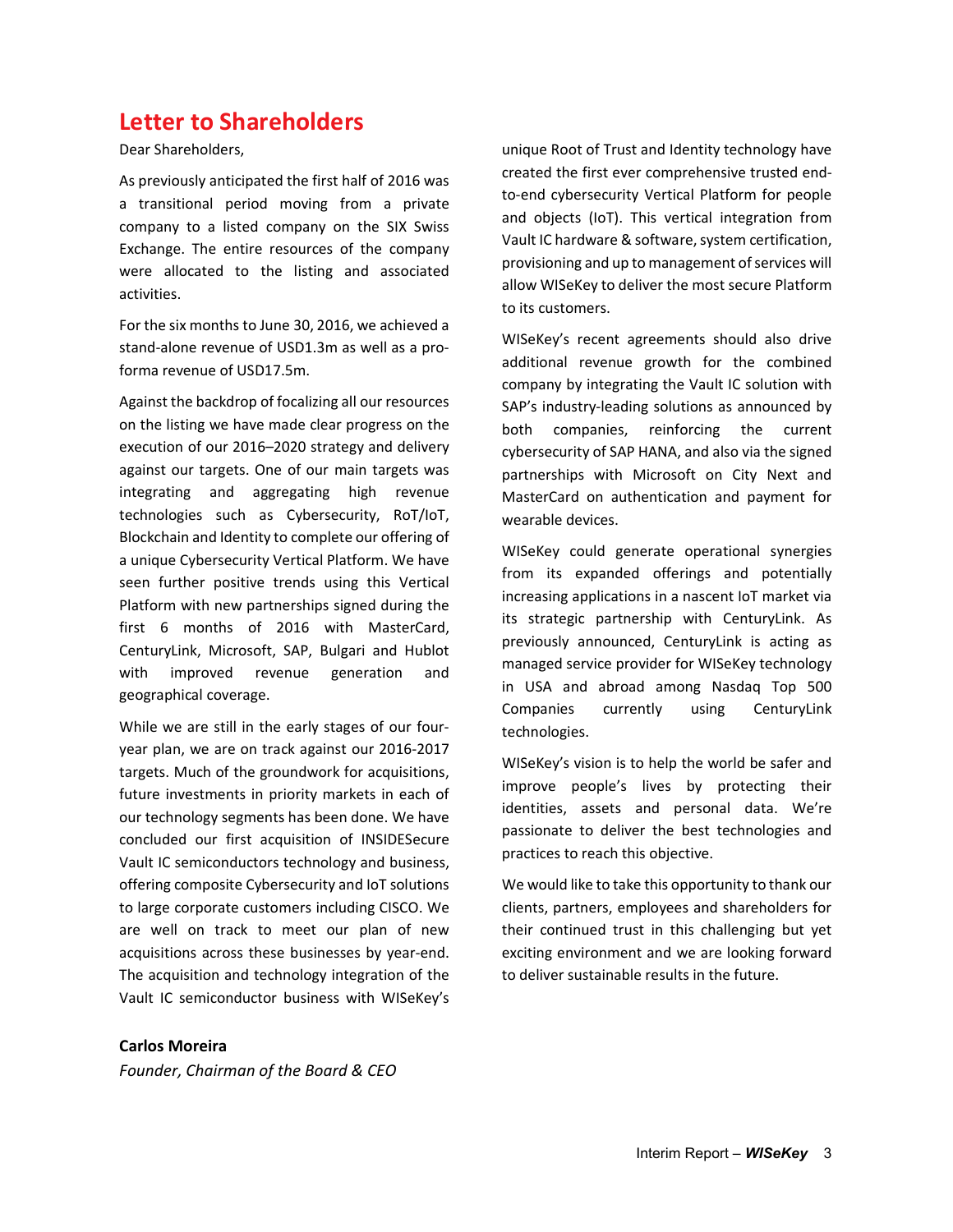# Letter to Shareholders

Dear Shareholders,

As previously anticipated the first half of 2016 was a transitional period moving from a private company to a listed company on the SIX Swiss Exchange. The entire resources of the company were allocated to the listing and associated activities.

For the six months to June 30, 2016, we achieved a stand-alone revenue of USD1.3m as well as a pro-forma revenue of USD17.5m.

Against the backdrop of focalizing all our resources on the listing we have made clear progress on the execution of our 2016–2020 strategy and delivery against our targets. One of our main targets was integrating and aggregating high revenue technologies such as Cybersecurity, RoT/IoT, Blockchain and Identity to complete our offering of a unique Cybersecurity Vertical Platform. We have seen further positive trends using this Vertical Platform with new partnerships signed during the first 6 months of 2016 with MasterCard, CenturyLink, Microsoft, SAP, Bulgari and Hublot with improved revenue generation and geographical coverage.

While we are still in the early stages of our four-year plan, we are on track against our 2016-2017 targets. Much of the groundwork for acquisitions, future investments in priority markets in each of our technology segments has been done. We have concluded our first acquisition of INSIDESecure Vault IC semiconductors technology and business, offering composite Cybersecurity and IoT solutions to large corporate customers including CISCO. We are well on track to meet our plan of new acquisitions across these businesses by year-end. The acquisition and technology integration of the Vault IC semiconductor business with WISeKey's unique Root of Trust and Identity technology have created the first ever comprehensive trusted end-to-end cybersecurity Vertical Platform for people and objects (IoT). This vertical integration from Vault IC hardware & software, system certification, provisioning and up to management of services will allow WISeKey to deliver the most secure Platform to its customers.

WISeKey's recent agreements should also drive additional revenue growth for the combined company by integrating the Vault IC solution with SAP's industry-leading solutions as announced by both companies, reinforcing the current cybersecurity of SAP HANA, and also via the signed partnerships with Microsoft on City Next and MasterCard on authentication and payment for wearable devices.

WISeKey could generate operational synergies from its expanded offerings and potentially increasing applications in a nascent IoT market via its strategic partnership with CenturyLink. As previously announced, CenturyLink is acting as managed service provider for WISeKey technology in USA and abroad among Nasdaq Top 500 Companies currently using CenturyLink technologies.

WISeKey's vision is to help the world be safer and improve people's lives by protecting their identities, assets and personal data. We're passionate to deliver the best technologies and practices to reach this objective.

We would like to take this opportunity to thank our clients, partners, employees and shareholders for their continued trust in this challenging but yet exciting environment and we are looking forward to deliver sustainable results in the future.

**Carlos Moreira**
*Founder, Chairman of the Board & CEO*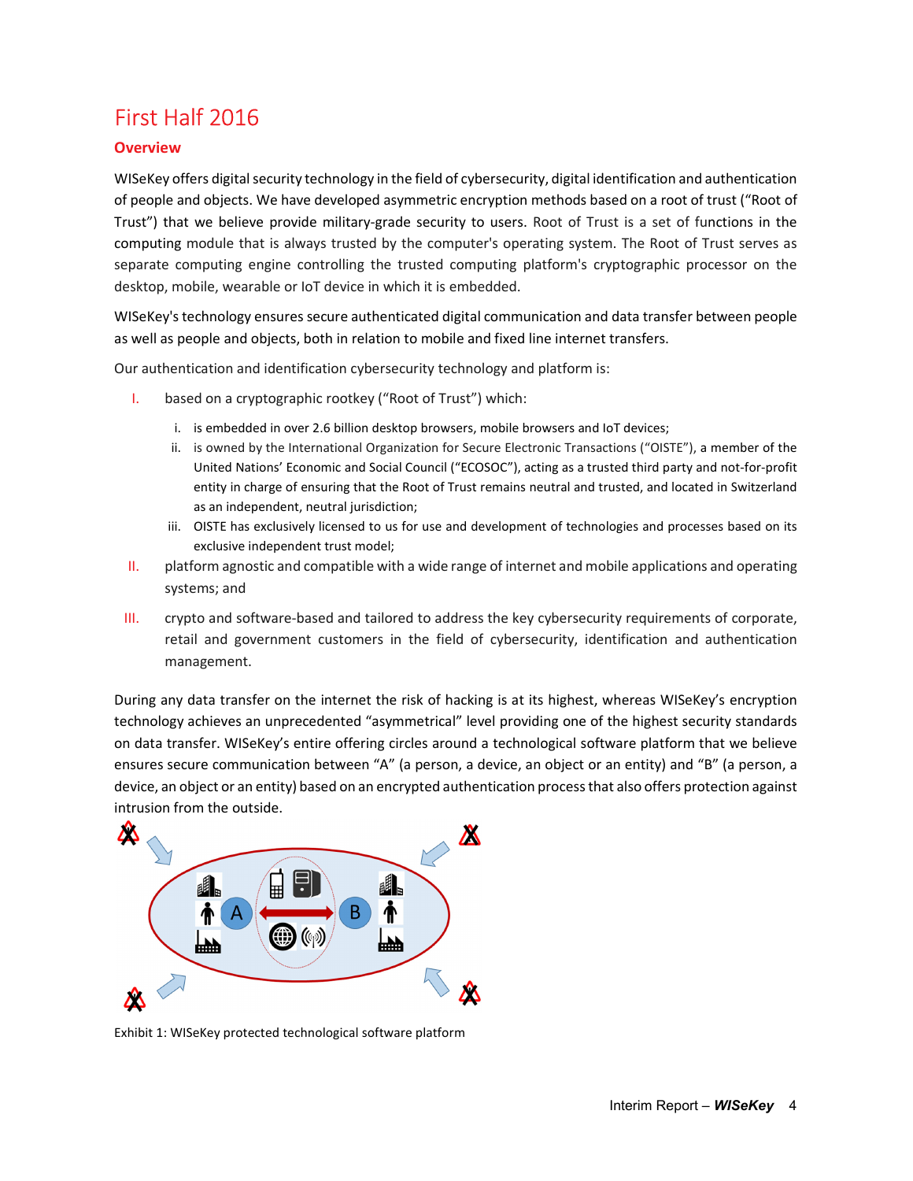## First Half 2016

### Overview

WISeKey offers digital security technology in the field of cybersecurity, digital identification and authentication of people and objects. We have developed asymmetric encryption methods based on a root of trust ("Root of Trust") that we believe provide military-grade security to users. Root of Trust is a set of functions in the computing module that is always trusted by the computer's operating system. The Root of Trust serves as separate computing engine controlling the trusted computing platform's cryptographic processor on the desktop, mobile, wearable or IoT device in which it is embedded.

WISeKey's technology ensures secure authenticated digital communication and data transfer between people as well as people and objects, both in relation to mobile and fixed line internet transfers.

Our authentication and identification cybersecurity technology and platform is:

I. based on a cryptographic rootkey ("Root of Trust") which:
   - i. is embedded in over 2.6 billion desktop browsers, mobile browsers and IoT devices;
   - ii. is owned by the International Organization for Secure Electronic Transactions ("OISTE"), a member of the United Nations' Economic and Social Council ("ECOSOC"), acting as a trusted third party and not-for-profit entity in charge of ensuring that the Root of Trust remains neutral and trusted, and located in Switzerland as an independent, neutral jurisdiction;
   - iii. OISTE has exclusively licensed to us for use and development of technologies and processes based on its exclusive independent trust model;

II. platform agnostic and compatible with a wide range of internet and mobile applications and operating systems; and

III. crypto and software-based and tailored to address the key cybersecurity requirements of corporate, retail and government customers in the field of cybersecurity, identification and authentication management.

During any data transfer on the internet the risk of hacking is at its highest, whereas WISeKey's encryption technology achieves an unprecedented "asymmetrical" level providing one of the highest security standards on data transfer. WISeKey's entire offering circles around a technological software platform that we believe ensures secure communication between "A" (a person, a device, an object or an entity) and "B" (a person, a device, an object or an entity) based on an encrypted authentication process that also offers protection against intrusion from the outside.

Exhibit 1: WISeKey protected technological software platform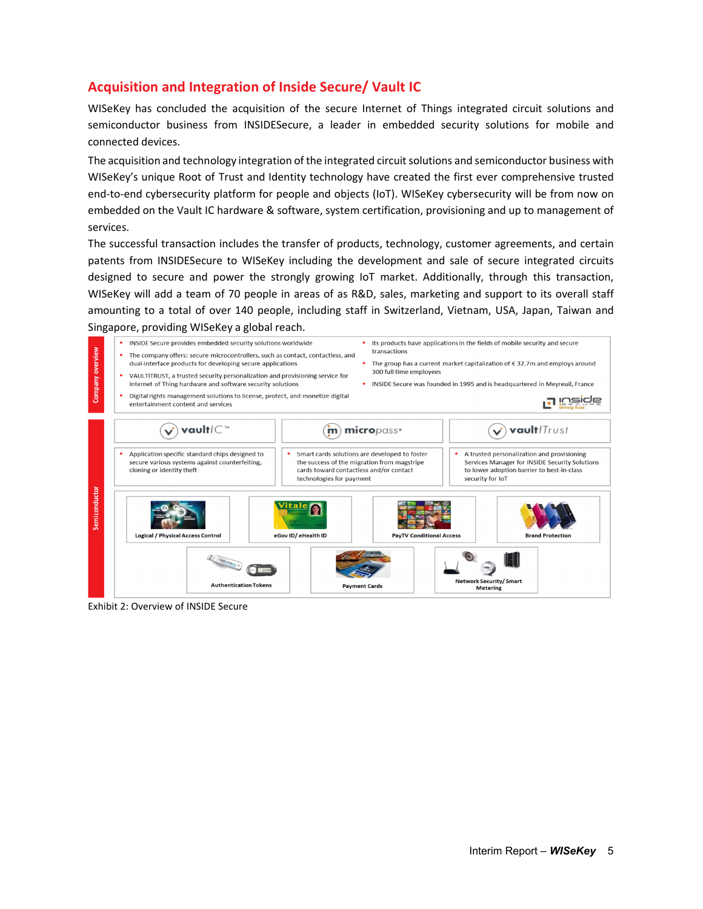## Acquisition and Integration of Inside Secure/ Vault IC

WISeKey has concluded the acquisition of the secure Internet of Things integrated circuit solutions and semiconductor business from INSIDESecure, a leader in embedded security solutions for mobile and connected devices.

The acquisition and technology integration of the integrated circuit solutions and semiconductor business with WISeKey's unique Root of Trust and Identity technology have created the first ever comprehensive trusted end-to-end cybersecurity platform for people and objects (IoT). WISeKey cybersecurity will be from now on embedded on the Vault IC hardware & software, system certification, provisioning and up to management of services.

The successful transaction includes the transfer of products, technology, customer agreements, and certain patents from INSIDESecure to WISeKey including the development and sale of secure integrated circuits designed to secure and power the strongly growing IoT market. Additionally, through this transaction, WISeKey will add a team of 70 people in areas of as R&D, sales, marketing and support to its overall staff amounting to a total of over 140 people, including staff in Switzerland, Vietnam, USA, Japan, Taiwan and Singapore, providing WISeKey a global reach.

**Company overview**

- INSIDE Secure provides embedded security solutions worldwide
- The company offers: secure microcontrollers, such as contact, contactless, and dual-interface products for developing secure applications
- VAULTITRUST, a trusted security personalization and provisioning service for Internet of Thing hardware and software security solutions
- Digital rights management solutions to license, protect, and monetize digital entertainment content and services
- Its products have applications in the fields of mobile security and secure transactions
- The group has a current market capitalization of € 32.7m and employs around 300 full time employees
- INSIDE Secure was founded in 1995 and is headquartered in Meyreuil, France

**Semiconductor**

| vaultIC™ | micropass® | vaultITrust |
|---|---|---|
| Application specific standard chips designed to secure various systems against counterfeiting, cloning or identity theft | Smart cards solutions are developed to foster the success of the migration from magstripe cards toward contactless and/or contact technologies for payment | A trusted personalization and provisioning Services Manager for INSIDE Security Solutions to lower adoption barrier to best-in-class security for IoT |

Logical / Physical Access Control — eGov ID/ eHealth ID — PayTV Conditional Access — Brand Protection — Authentication Tokens — Payment Cards — Network Security/ Smart Metering

Exhibit 2: Overview of INSIDE Secure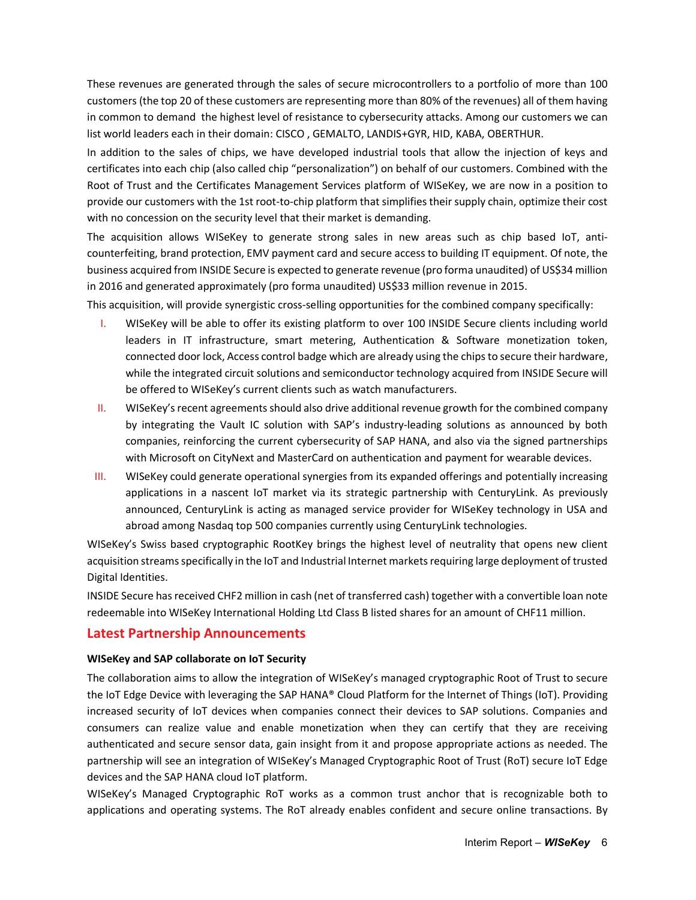These revenues are generated through the sales of secure microcontrollers to a portfolio of more than 100 customers (the top 20 of these customers are representing more than 80% of the revenues) all of them having in common to demand the highest level of resistance to cybersecurity attacks. Among our customers we can list world leaders each in their domain: CISCO , GEMALTO, LANDIS+GYR, HID, KABA, OBERTHUR.

In addition to the sales of chips, we have developed industrial tools that allow the injection of keys and certificates into each chip (also called chip "personalization") on behalf of our customers. Combined with the Root of Trust and the Certificates Management Services platform of WISeKey, we are now in a position to provide our customers with the 1st root-to-chip platform that simplifies their supply chain, optimize their cost with no concession on the security level that their market is demanding.

The acquisition allows WISeKey to generate strong sales in new areas such as chip based IoT, anti-counterfeiting, brand protection, EMV payment card and secure access to building IT equipment. Of note, the business acquired from INSIDE Secure is expected to generate revenue (pro forma unaudited) of US$34 million in 2016 and generated approximately (pro forma unaudited) US$33 million revenue in 2015.

This acquisition, will provide synergistic cross-selling opportunities for the combined company specifically:

I. WISeKey will be able to offer its existing platform to over 100 INSIDE Secure clients including world leaders in IT infrastructure, smart metering, Authentication & Software monetization token, connected door lock, Access control badge which are already using the chips to secure their hardware, while the integrated circuit solutions and semiconductor technology acquired from INSIDE Secure will be offered to WISeKey's current clients such as watch manufacturers.

II. WISeKey's recent agreements should also drive additional revenue growth for the combined company by integrating the Vault IC solution with SAP's industry-leading solutions as announced by both companies, reinforcing the current cybersecurity of SAP HANA, and also via the signed partnerships with Microsoft on CityNext and MasterCard on authentication and payment for wearable devices.

III. WISeKey could generate operational synergies from its expanded offerings and potentially increasing applications in a nascent IoT market via its strategic partnership with CenturyLink. As previously announced, CenturyLink is acting as managed service provider for WISeKey technology in USA and abroad among Nasdaq top 500 companies currently using CenturyLink technologies.

WISeKey's Swiss based cryptographic RootKey brings the highest level of neutrality that opens new client acquisition streams specifically in the IoT and Industrial Internet markets requiring large deployment of trusted Digital Identities.

INSIDE Secure has received CHF2 million in cash (net of transferred cash) together with a convertible loan note redeemable into WISeKey International Holding Ltd Class B listed shares for an amount of CHF11 million.

## Latest Partnership Announcements

**WISeKey and SAP collaborate on IoT Security**

The collaboration aims to allow the integration of WISeKey's managed cryptographic Root of Trust to secure the IoT Edge Device with leveraging the SAP HANA® Cloud Platform for the Internet of Things (IoT). Providing increased security of IoT devices when companies connect their devices to SAP solutions. Companies and consumers can realize value and enable monetization when they can certify that they are receiving authenticated and secure sensor data, gain insight from it and propose appropriate actions as needed. The partnership will see an integration of WISeKey's Managed Cryptographic Root of Trust (RoT) secure IoT Edge devices and the SAP HANA cloud IoT platform.

WISeKey's Managed Cryptographic RoT works as a common trust anchor that is recognizable both to applications and operating systems. The RoT already enables confident and secure online transactions. By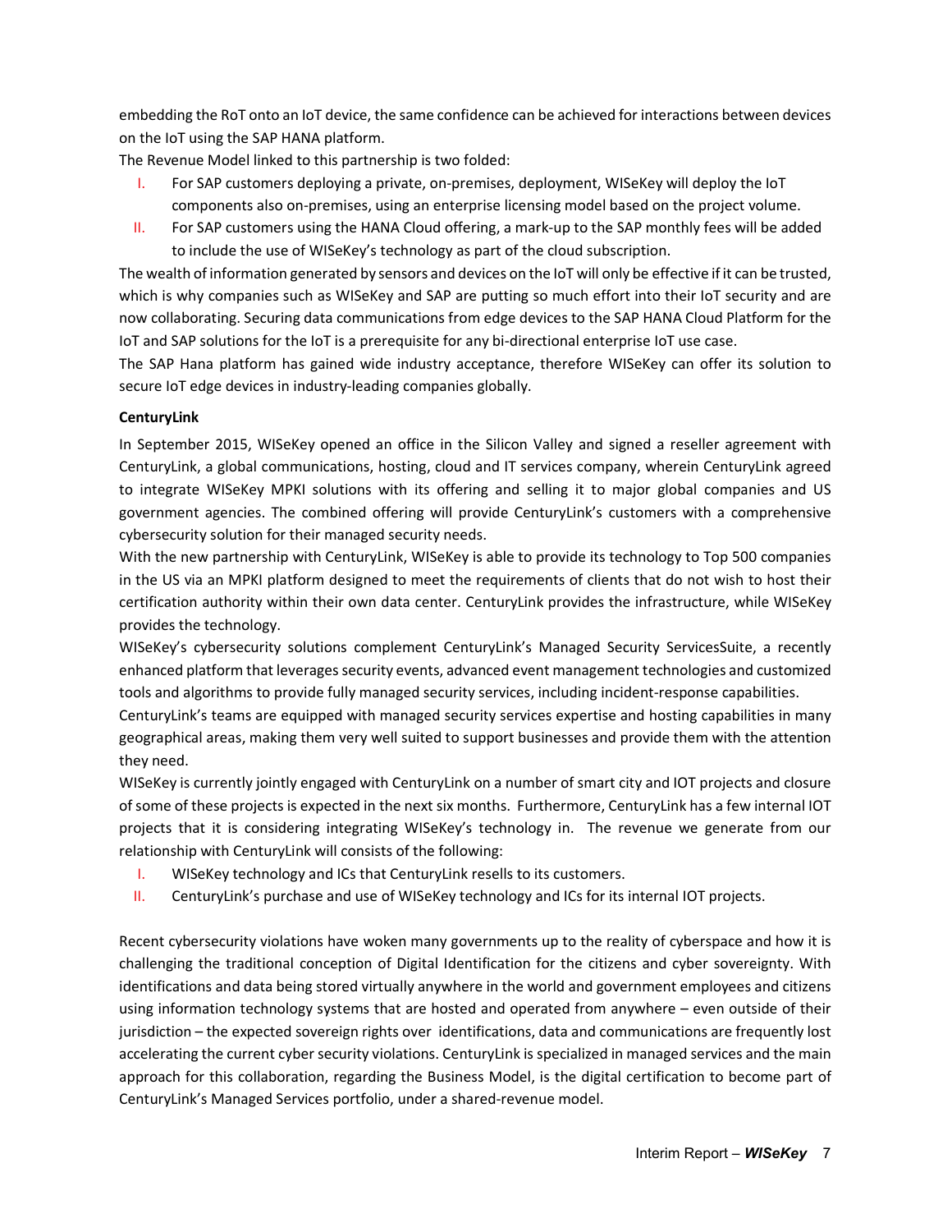embedding the RoT onto an IoT device, the same confidence can be achieved for interactions between devices on the IoT using the SAP HANA platform.

The Revenue Model linked to this partnership is two folded:

I. For SAP customers deploying a private, on-premises, deployment, WISeKey will deploy the IoT components also on-premises, using an enterprise licensing model based on the project volume.
II. For SAP customers using the HANA Cloud offering, a mark-up to the SAP monthly fees will be added to include the use of WISeKey's technology as part of the cloud subscription.

The wealth of information generated by sensors and devices on the IoT will only be effective if it can be trusted, which is why companies such as WISeKey and SAP are putting so much effort into their IoT security and are now collaborating. Securing data communications from edge devices to the SAP HANA Cloud Platform for the IoT and SAP solutions for the IoT is a prerequisite for any bi-directional enterprise IoT use case.

The SAP Hana platform has gained wide industry acceptance, therefore WISeKey can offer its solution to secure IoT edge devices in industry-leading companies globally.

**CenturyLink**

In September 2015, WISeKey opened an office in the Silicon Valley and signed a reseller agreement with CenturyLink, a global communications, hosting, cloud and IT services company, wherein CenturyLink agreed to integrate WISeKey MPKI solutions with its offering and selling it to major global companies and US government agencies. The combined offering will provide CenturyLink's customers with a comprehensive cybersecurity solution for their managed security needs.

With the new partnership with CenturyLink, WISeKey is able to provide its technology to Top 500 companies in the US via an MPKI platform designed to meet the requirements of clients that do not wish to host their certification authority within their own data center. CenturyLink provides the infrastructure, while WISeKey provides the technology.

WISeKey's cybersecurity solutions complement CenturyLink's Managed Security ServicesSuite, a recently enhanced platform that leverages security events, advanced event management technologies and customized tools and algorithms to provide fully managed security services, including incident-response capabilities.

CenturyLink's teams are equipped with managed security services expertise and hosting capabilities in many geographical areas, making them very well suited to support businesses and provide them with the attention they need.

WISeKey is currently jointly engaged with CenturyLink on a number of smart city and IOT projects and closure of some of these projects is expected in the next six months. Furthermore, CenturyLink has a few internal IOT projects that it is considering integrating WISeKey's technology in. The revenue we generate from our relationship with CenturyLink will consists of the following:

I. WISeKey technology and ICs that CenturyLink resells to its customers.
II. CenturyLink's purchase and use of WISeKey technology and ICs for its internal IOT projects.

Recent cybersecurity violations have woken many governments up to the reality of cyberspace and how it is challenging the traditional conception of Digital Identification for the citizens and cyber sovereignty. With identifications and data being stored virtually anywhere in the world and government employees and citizens using information technology systems that are hosted and operated from anywhere – even outside of their jurisdiction – the expected sovereign rights over identifications, data and communications are frequently lost accelerating the current cyber security violations. CenturyLink is specialized in managed services and the main approach for this collaboration, regarding the Business Model, is the digital certification to become part of CenturyLink's Managed Services portfolio, under a shared-revenue model.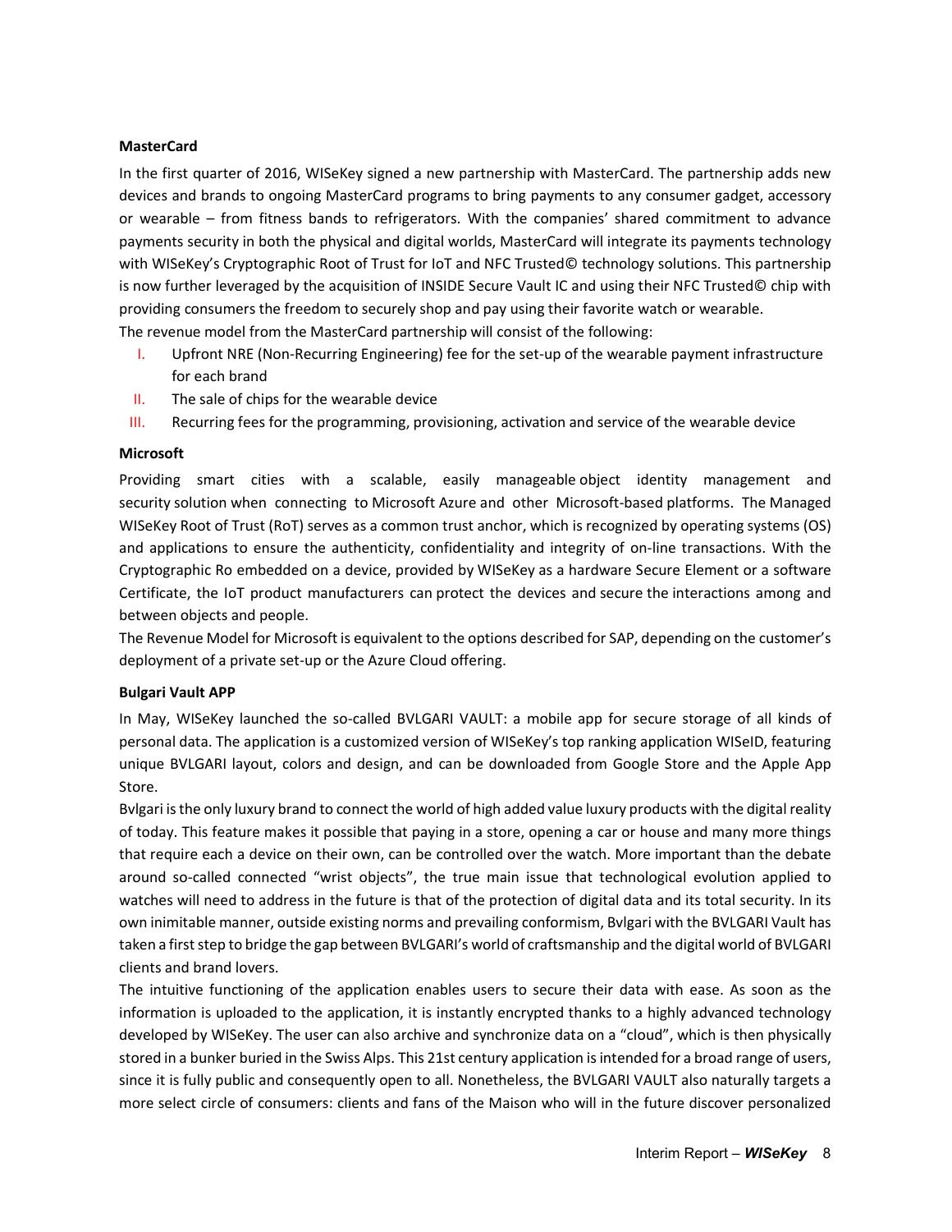**MasterCard**

In the first quarter of 2016, WISeKey signed a new partnership with MasterCard. The partnership adds new devices and brands to ongoing MasterCard programs to bring payments to any consumer gadget, accessory or wearable – from fitness bands to refrigerators. With the companies' shared commitment to advance payments security in both the physical and digital worlds, MasterCard will integrate its payments technology with WISeKey's Cryptographic Root of Trust for IoT and NFC Trusted© technology solutions. This partnership is now further leveraged by the acquisition of INSIDE Secure Vault IC and using their NFC Trusted© chip with providing consumers the freedom to securely shop and pay using their favorite watch or wearable.
The revenue model from the MasterCard partnership will consist of the following:

I. Upfront NRE (Non-Recurring Engineering) fee for the set-up of the wearable payment infrastructure for each brand
II. The sale of chips for the wearable device
III. Recurring fees for the programming, provisioning, activation and service of the wearable device

**Microsoft**

Providing smart cities with a scalable, easily manageable object identity management and security solution when connecting to Microsoft Azure and other Microsoft-based platforms. The Managed WISeKey Root of Trust (RoT) serves as a common trust anchor, which is recognized by operating systems (OS) and applications to ensure the authenticity, confidentiality and integrity of on-line transactions. With the Cryptographic Ro embedded on a device, provided by WISeKey as a hardware Secure Element or a software Certificate, the IoT product manufacturers can protect the devices and secure the interactions among and between objects and people.
The Revenue Model for Microsoft is equivalent to the options described for SAP, depending on the customer's deployment of a private set-up or the Azure Cloud offering.

**Bulgari Vault APP**

In May, WISeKey launched the so-called BVLGARI VAULT: a mobile app for secure storage of all kinds of personal data. The application is a customized version of WISeKey's top ranking application WISeID, featuring unique BVLGARI layout, colors and design, and can be downloaded from Google Store and the Apple App Store.
Bvlgari is the only luxury brand to connect the world of high added value luxury products with the digital reality of today. This feature makes it possible that paying in a store, opening a car or house and many more things that require each a device on their own, can be controlled over the watch. More important than the debate around so-called connected "wrist objects", the true main issue that technological evolution applied to watches will need to address in the future is that of the protection of digital data and its total security. In its own inimitable manner, outside existing norms and prevailing conformism, Bvlgari with the BVLGARI Vault has taken a first step to bridge the gap between BVLGARI's world of craftsmanship and the digital world of BVLGARI clients and brand lovers.
The intuitive functioning of the application enables users to secure their data with ease. As soon as the information is uploaded to the application, it is instantly encrypted thanks to a highly advanced technology developed by WISeKey. The user can also archive and synchronize data on a "cloud", which is then physically stored in a bunker buried in the Swiss Alps. This 21st century application is intended for a broad range of users, since it is fully public and consequently open to all. Nonetheless, the BVLGARI VAULT also naturally targets a more select circle of consumers: clients and fans of the Maison who will in the future discover personalized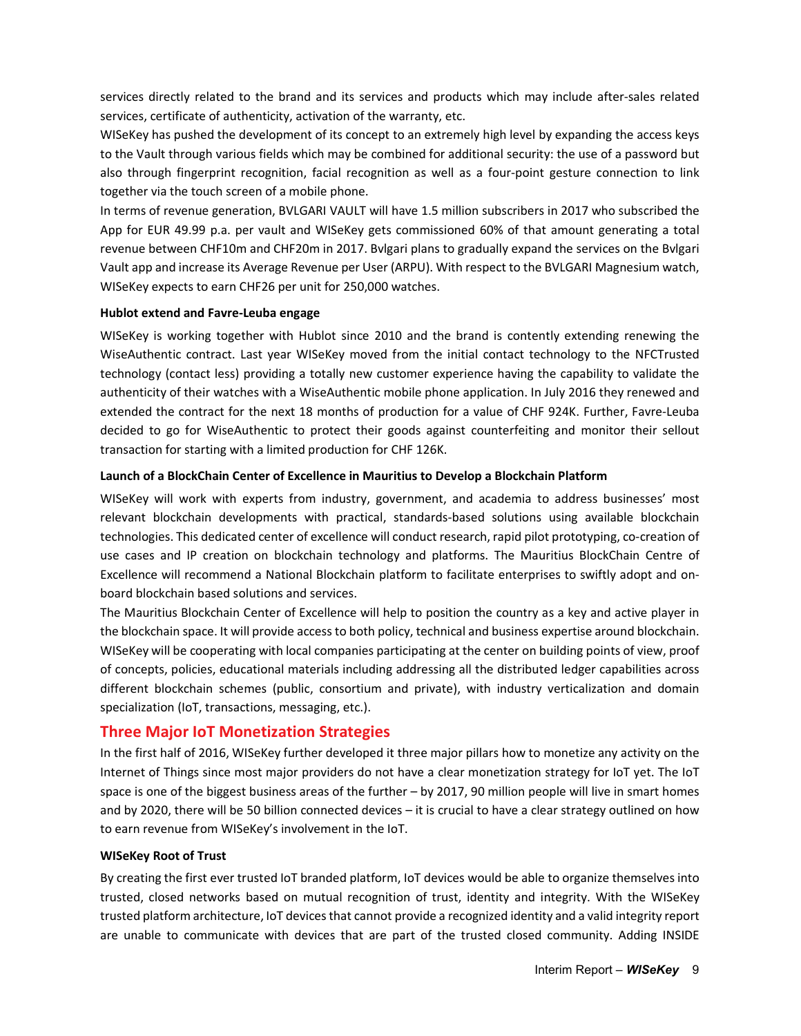services directly related to the brand and its services and products which may include after-sales related services, certificate of authenticity, activation of the warranty, etc.

WISeKey has pushed the development of its concept to an extremely high level by expanding the access keys to the Vault through various fields which may be combined for additional security: the use of a password but also through fingerprint recognition, facial recognition as well as a four-point gesture connection to link together via the touch screen of a mobile phone.

In terms of revenue generation, BVLGARI VAULT will have 1.5 million subscribers in 2017 who subscribed the App for EUR 49.99 p.a. per vault and WISeKey gets commissioned 60% of that amount generating a total revenue between CHF10m and CHF20m in 2017. Bvlgari plans to gradually expand the services on the Bvlgari Vault app and increase its Average Revenue per User (ARPU). With respect to the BVLGARI Magnesium watch, WISeKey expects to earn CHF26 per unit for 250,000 watches.

**Hublot extend and Favre-Leuba engage**

WISeKey is working together with Hublot since 2010 and the brand is contently extending renewing the WiseAuthentic contract. Last year WISeKey moved from the initial contact technology to the NFCTrusted technology (contact less) providing a totally new customer experience having the capability to validate the authenticity of their watches with a WiseAuthentic mobile phone application. In July 2016 they renewed and extended the contract for the next 18 months of production for a value of CHF 924K. Further, Favre-Leuba decided to go for WiseAuthentic to protect their goods against counterfeiting and monitor their sellout transaction for starting with a limited production for CHF 126K.

**Launch of a BlockChain Center of Excellence in Mauritius to Develop a Blockchain Platform**

WISeKey will work with experts from industry, government, and academia to address businesses' most relevant blockchain developments with practical, standards-based solutions using available blockchain technologies. This dedicated center of excellence will conduct research, rapid pilot prototyping, co-creation of use cases and IP creation on blockchain technology and platforms. The Mauritius BlockChain Centre of Excellence will recommend a National Blockchain platform to facilitate enterprises to swiftly adopt and on-board blockchain based solutions and services.

The Mauritius Blockchain Center of Excellence will help to position the country as a key and active player in the blockchain space. It will provide access to both policy, technical and business expertise around blockchain. WISeKey will be cooperating with local companies participating at the center on building points of view, proof of concepts, policies, educational materials including addressing all the distributed ledger capabilities across different blockchain schemes (public, consortium and private), with industry verticalization and domain specialization (IoT, transactions, messaging, etc.).

## Three Major IoT Monetization Strategies

In the first half of 2016, WISeKey further developed it three major pillars how to monetize any activity on the Internet of Things since most major providers do not have a clear monetization strategy for IoT yet. The IoT space is one of the biggest business areas of the further – by 2017, 90 million people will live in smart homes and by 2020, there will be 50 billion connected devices – it is crucial to have a clear strategy outlined on how to earn revenue from WISeKey's involvement in the IoT.

**WISeKey Root of Trust**

By creating the first ever trusted IoT branded platform, IoT devices would be able to organize themselves into trusted, closed networks based on mutual recognition of trust, identity and integrity. With the WISeKey trusted platform architecture, IoT devices that cannot provide a recognized identity and a valid integrity report are unable to communicate with devices that are part of the trusted closed community. Adding INSIDE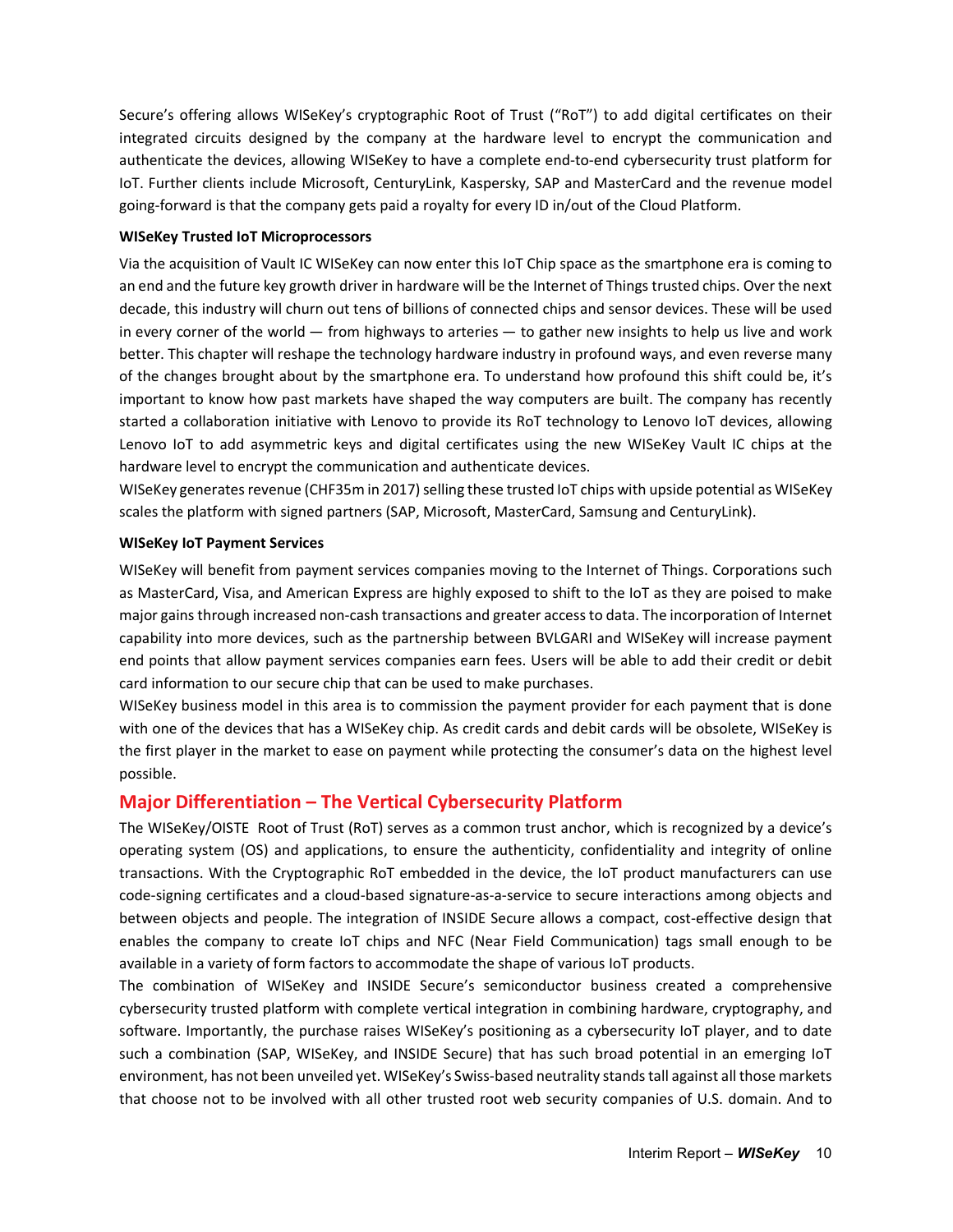Secure's offering allows WISeKey's cryptographic Root of Trust ("RoT") to add digital certificates on their integrated circuits designed by the company at the hardware level to encrypt the communication and authenticate the devices, allowing WISeKey to have a complete end-to-end cybersecurity trust platform for IoT. Further clients include Microsoft, CenturyLink, Kaspersky, SAP and MasterCard and the revenue model going-forward is that the company gets paid a royalty for every ID in/out of the Cloud Platform.

**WISeKey Trusted IoT Microprocessors**

Via the acquisition of Vault IC WISeKey can now enter this IoT Chip space as the smartphone era is coming to an end and the future key growth driver in hardware will be the Internet of Things trusted chips. Over the next decade, this industry will churn out tens of billions of connected chips and sensor devices. These will be used in every corner of the world — from highways to arteries — to gather new insights to help us live and work better. This chapter will reshape the technology hardware industry in profound ways, and even reverse many of the changes brought about by the smartphone era. To understand how profound this shift could be, it's important to know how past markets have shaped the way computers are built. The company has recently started a collaboration initiative with Lenovo to provide its RoT technology to Lenovo IoT devices, allowing Lenovo IoT to add asymmetric keys and digital certificates using the new WISeKey Vault IC chips at the hardware level to encrypt the communication and authenticate devices.

WISeKey generates revenue (CHF35m in 2017) selling these trusted IoT chips with upside potential as WISeKey scales the platform with signed partners (SAP, Microsoft, MasterCard, Samsung and CenturyLink).

**WISeKey IoT Payment Services**

WISeKey will benefit from payment services companies moving to the Internet of Things. Corporations such as MasterCard, Visa, and American Express are highly exposed to shift to the IoT as they are poised to make major gains through increased non-cash transactions and greater access to data. The incorporation of Internet capability into more devices, such as the partnership between BVLGARI and WISeKey will increase payment end points that allow payment services companies earn fees. Users will be able to add their credit or debit card information to our secure chip that can be used to make purchases.

WISeKey business model in this area is to commission the payment provider for each payment that is done with one of the devices that has a WISeKey chip. As credit cards and debit cards will be obsolete, WISeKey is the first player in the market to ease on payment while protecting the consumer's data on the highest level possible.

## Major Differentiation – The Vertical Cybersecurity Platform

The WISeKey/OISTE Root of Trust (RoT) serves as a common trust anchor, which is recognized by a device's operating system (OS) and applications, to ensure the authenticity, confidentiality and integrity of online transactions. With the Cryptographic RoT embedded in the device, the IoT product manufacturers can use code-signing certificates and a cloud-based signature-as-a-service to secure interactions among objects and between objects and people. The integration of INSIDE Secure allows a compact, cost-effective design that enables the company to create IoT chips and NFC (Near Field Communication) tags small enough to be available in a variety of form factors to accommodate the shape of various IoT products.

The combination of WISeKey and INSIDE Secure's semiconductor business created a comprehensive cybersecurity trusted platform with complete vertical integration in combining hardware, cryptography, and software. Importantly, the purchase raises WISeKey's positioning as a cybersecurity IoT player, and to date such a combination (SAP, WISeKey, and INSIDE Secure) that has such broad potential in an emerging IoT environment, has not been unveiled yet. WISeKey's Swiss-based neutrality stands tall against all those markets that choose not to be involved with all other trusted root web security companies of U.S. domain. And to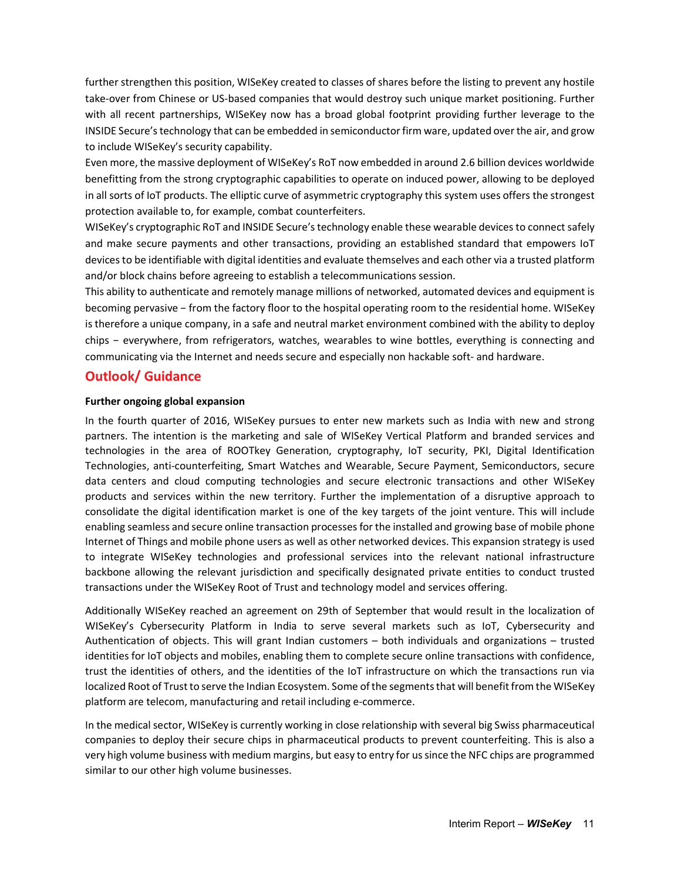further strengthen this position, WISeKey created to classes of shares before the listing to prevent any hostile take-over from Chinese or US-based companies that would destroy such unique market positioning. Further with all recent partnerships, WISeKey now has a broad global footprint providing further leverage to the INSIDE Secure's technology that can be embedded in semiconductor firm ware, updated over the air, and grow to include WISeKey's security capability.

Even more, the massive deployment of WISeKey's RoT now embedded in around 2.6 billion devices worldwide benefitting from the strong cryptographic capabilities to operate on induced power, allowing to be deployed in all sorts of IoT products. The elliptic curve of asymmetric cryptography this system uses offers the strongest protection available to, for example, combat counterfeiters.

WISeKey's cryptographic RoT and INSIDE Secure's technology enable these wearable devices to connect safely and make secure payments and other transactions, providing an established standard that empowers IoT devices to be identifiable with digital identities and evaluate themselves and each other via a trusted platform and/or block chains before agreeing to establish a telecommunications session.

This ability to authenticate and remotely manage millions of networked, automated devices and equipment is becoming pervasive − from the factory floor to the hospital operating room to the residential home. WISeKey is therefore a unique company, in a safe and neutral market environment combined with the ability to deploy chips − everywhere, from refrigerators, watches, wearables to wine bottles, everything is connecting and communicating via the Internet and needs secure and especially non hackable soft- and hardware.

## Outlook/ Guidance

**Further ongoing global expansion**

In the fourth quarter of 2016, WISeKey pursues to enter new markets such as India with new and strong partners. The intention is the marketing and sale of WISeKey Vertical Platform and branded services and technologies in the area of ROOTkey Generation, cryptography, IoT security, PKI, Digital Identification Technologies, anti-counterfeiting, Smart Watches and Wearable, Secure Payment, Semiconductors, secure data centers and cloud computing technologies and secure electronic transactions and other WISeKey products and services within the new territory. Further the implementation of a disruptive approach to consolidate the digital identification market is one of the key targets of the joint venture. This will include enabling seamless and secure online transaction processes for the installed and growing base of mobile phone Internet of Things and mobile phone users as well as other networked devices. This expansion strategy is used to integrate WISeKey technologies and professional services into the relevant national infrastructure backbone allowing the relevant jurisdiction and specifically designated private entities to conduct trusted transactions under the WISeKey Root of Trust and technology model and services offering.

Additionally WISeKey reached an agreement on 29th of September that would result in the localization of WISeKey's Cybersecurity Platform in India to serve several markets such as IoT, Cybersecurity and Authentication of objects. This will grant Indian customers – both individuals and organizations – trusted identities for IoT objects and mobiles, enabling them to complete secure online transactions with confidence, trust the identities of others, and the identities of the IoT infrastructure on which the transactions run via localized Root of Trust to serve the Indian Ecosystem. Some of the segments that will benefit from the WISeKey platform are telecom, manufacturing and retail including e-commerce.

In the medical sector, WISeKey is currently working in close relationship with several big Swiss pharmaceutical companies to deploy their secure chips in pharmaceutical products to prevent counterfeiting. This is also a very high volume business with medium margins, but easy to entry for us since the NFC chips are programmed similar to our other high volume businesses.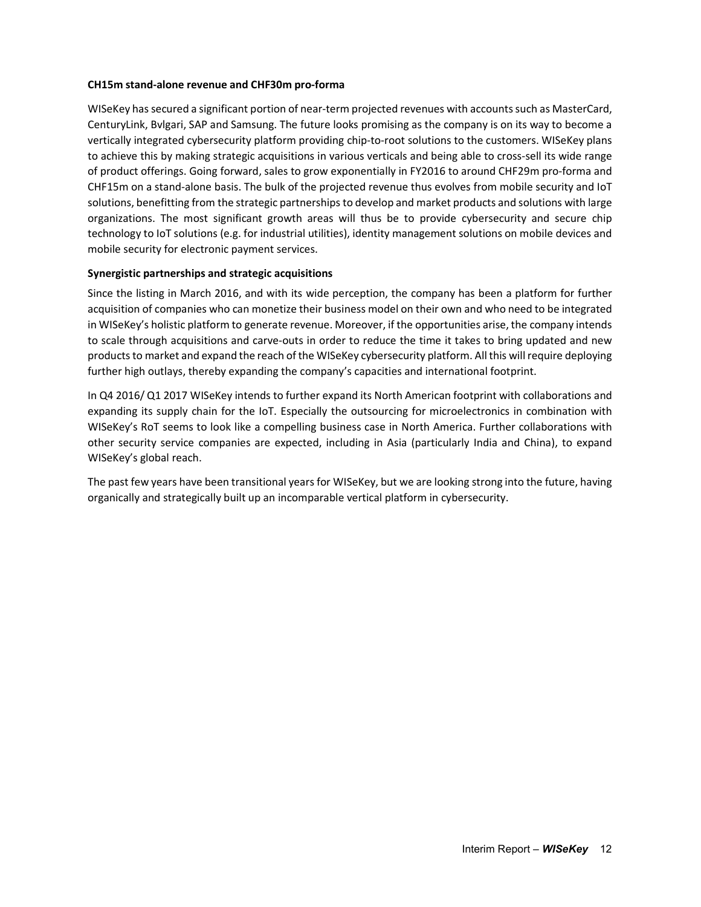**CH15m stand-alone revenue and CHF30m pro-forma**

WISeKey has secured a significant portion of near-term projected revenues with accounts such as MasterCard, CenturyLink, Bvlgari, SAP and Samsung. The future looks promising as the company is on its way to become a vertically integrated cybersecurity platform providing chip-to-root solutions to the customers. WISeKey plans to achieve this by making strategic acquisitions in various verticals and being able to cross-sell its wide range of product offerings. Going forward, sales to grow exponentially in FY2016 to around CHF29m pro-forma and CHF15m on a stand-alone basis. The bulk of the projected revenue thus evolves from mobile security and IoT solutions, benefitting from the strategic partnerships to develop and market products and solutions with large organizations. The most significant growth areas will thus be to provide cybersecurity and secure chip technology to IoT solutions (e.g. for industrial utilities), identity management solutions on mobile devices and mobile security for electronic payment services.

**Synergistic partnerships and strategic acquisitions**

Since the listing in March 2016, and with its wide perception, the company has been a platform for further acquisition of companies who can monetize their business model on their own and who need to be integrated in WISeKey's holistic platform to generate revenue. Moreover, if the opportunities arise, the company intends to scale through acquisitions and carve-outs in order to reduce the time it takes to bring updated and new products to market and expand the reach of the WISeKey cybersecurity platform. All this will require deploying further high outlays, thereby expanding the company's capacities and international footprint.

In Q4 2016/ Q1 2017 WISeKey intends to further expand its North American footprint with collaborations and expanding its supply chain for the IoT. Especially the outsourcing for microelectronics in combination with WISeKey's RoT seems to look like a compelling business case in North America. Further collaborations with other security service companies are expected, including in Asia (particularly India and China), to expand WISeKey's global reach.

The past few years have been transitional years for WISeKey, but we are looking strong into the future, having organically and strategically built up an incomparable vertical platform in cybersecurity.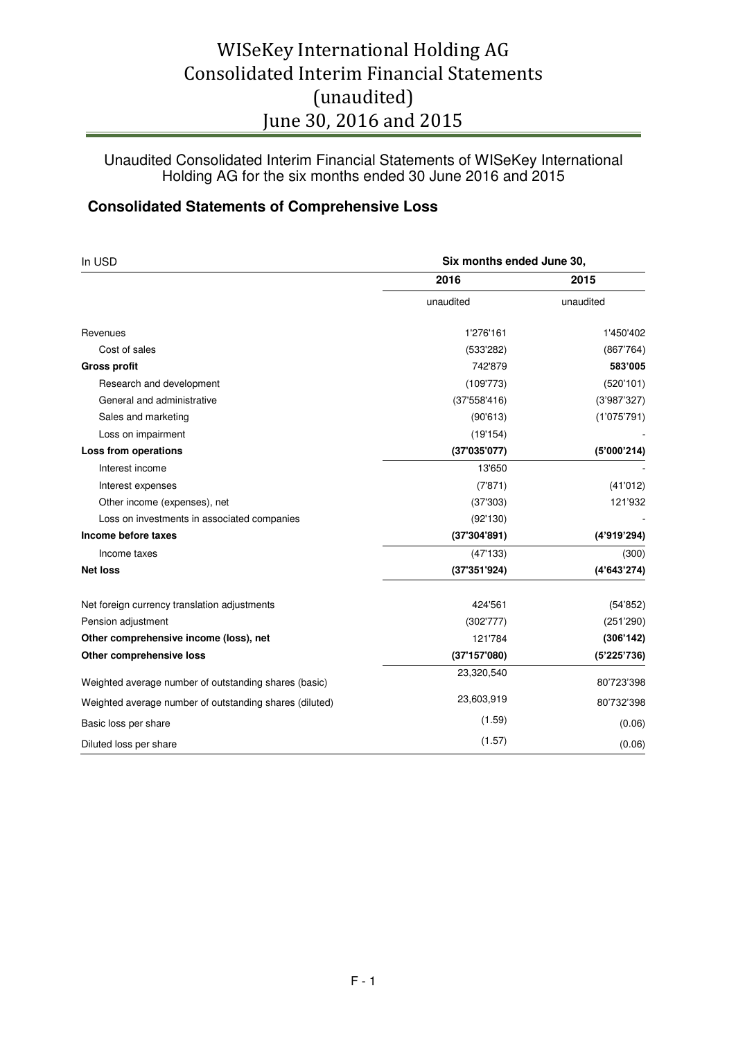# WISeKey International Holding AG
# Consolidated Interim Financial Statements (unaudited)
# June 30, 2016 and 2015

Unaudited Consolidated Interim Financial Statements of WISeKey International Holding AG for the six months ended 30 June 2016 and 2015

## Consolidated Statements of Comprehensive Loss

| In USD | Six months ended June 30, | |
|---|---|---|
| | **2016** | **2015** |
| | unaudited | unaudited |
| Revenues | 1'276'161 | 1'450'402 |
| Cost of sales | (533'282) | (867'764) |
| **Gross profit** | 742'879 | **583'005** |
| Research and development | (109'773) | (520'101) |
| General and administrative | (37'558'416) | (3'987'327) |
| Sales and marketing | (90'613) | (1'075'791) |
| Loss on impairment | (19'154) | - |
| **Loss from operations** | **(37'035'077)** | **(5'000'214)** |
| Interest income | 13'650 | - |
| Interest expenses | (7'871) | (41'012) |
| Other income (expenses), net | (37'303) | 121'932 |
| Loss on investments in associated companies | (92'130) | - |
| **Income before taxes** | **(37'304'891)** | **(4'919'294)** |
| Income taxes | (47'133) | (300) |
| **Net loss** | **(37'351'924)** | **(4'643'274)** |
| Net foreign currency translation adjustments | 424'561 | (54'852) |
| Pension adjustment | (302'777) | (251'290) |
| **Other comprehensive income (loss), net** | 121'784 | **(306'142)** |
| **Other comprehensive loss** | **(37'157'080)** | **(5'225'736)** |
| Weighted average number of outstanding shares (basic) | 23,320,540 | 80'723'398 |
| Weighted average number of outstanding shares (diluted) | 23,603,919 | 80'732'398 |
| Basic loss per share | (1.59) | (0.06) |
| Diluted loss per share | (1.57) | (0.06) |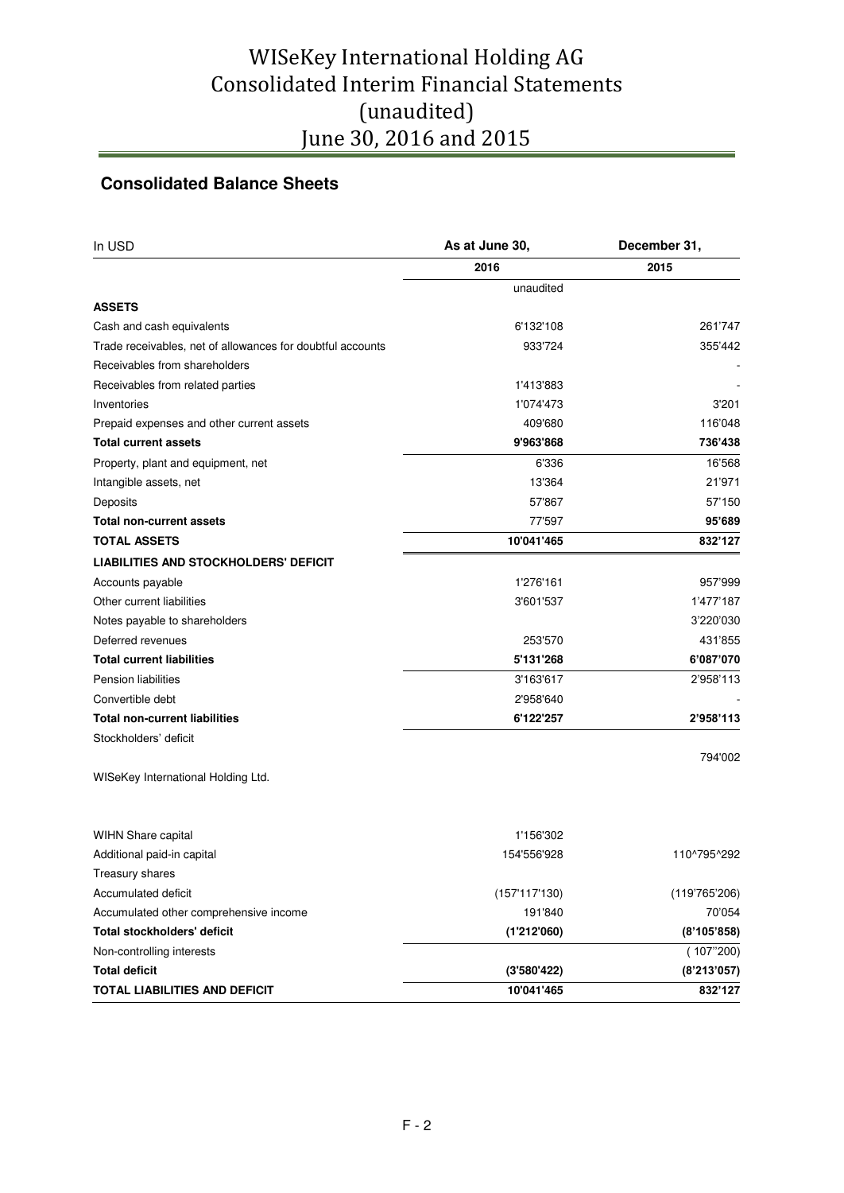# WISeKey International Holding AG
# Consolidated Interim Financial Statements (unaudited)
# June 30, 2016 and 2015

## Consolidated Balance Sheets

| In USD | As at June 30, | December 31, |
|---|---|---|
| | 2016 | 2015 |
| | unaudited | |
| **ASSETS** | | |
| Cash and cash equivalents | 6'132'108 | 261'747 |
| Trade receivables, net of allowances for doubtful accounts | 933'724 | 355'442 |
| Receivables from shareholders | | - |
| Receivables from related parties | 1'413'883 | - |
| Inventories | 1'074'473 | 3'201 |
| Prepaid expenses and other current assets | 409'680 | 116'048 |
| **Total current assets** | **9'963'868** | **736'438** |
| Property, plant and equipment, net | 6'336 | 16'568 |
| Intangible assets, net | 13'364 | 21'971 |
| Deposits | 57'867 | 57'150 |
| **Total non-current assets** | 77'597 | **95'689** |
| **TOTAL ASSETS** | **10'041'465** | **832'127** |
| **LIABILITIES AND STOCKHOLDERS' DEFICIT** | | |
| Accounts payable | 1'276'161 | 957'999 |
| Other current liabilities | 3'601'537 | 1'477'187 |
| Notes payable to shareholders | | 3'220'030 |
| Deferred revenues | 253'570 | 431'855 |
| **Total current liabilities** | **5'131'268** | **6'087'070** |
| Pension liabilities | 3'163'617 | 2'958'113 |
| Convertible debt | 2'958'640 | - |
| **Total non-current liabilities** | **6'122'257** | **2'958'113** |
| Stockholders' deficit | | |
| | | 794'002 |
| WISeKey International Holding Ltd. | | |
| WIHN Share capital | 1'156'302 | |
| Additional paid-in capital | 154'556'928 | 110^795^292 |
| Treasury shares | | |
| Accumulated deficit | (157'117'130) | (119'765'206) |
| Accumulated other comprehensive income | 191'840 | 70'054 |
| **Total stockholders' deficit** | **(1'212'060)** | **(8'105'858)** |
| Non-controlling interests | | ( 107''200) |
| **Total deficit** | **(3'580'422)** | **(8'213'057)** |
| **TOTAL LIABILITIES AND DEFICIT** | **10'041'465** | **832'127** |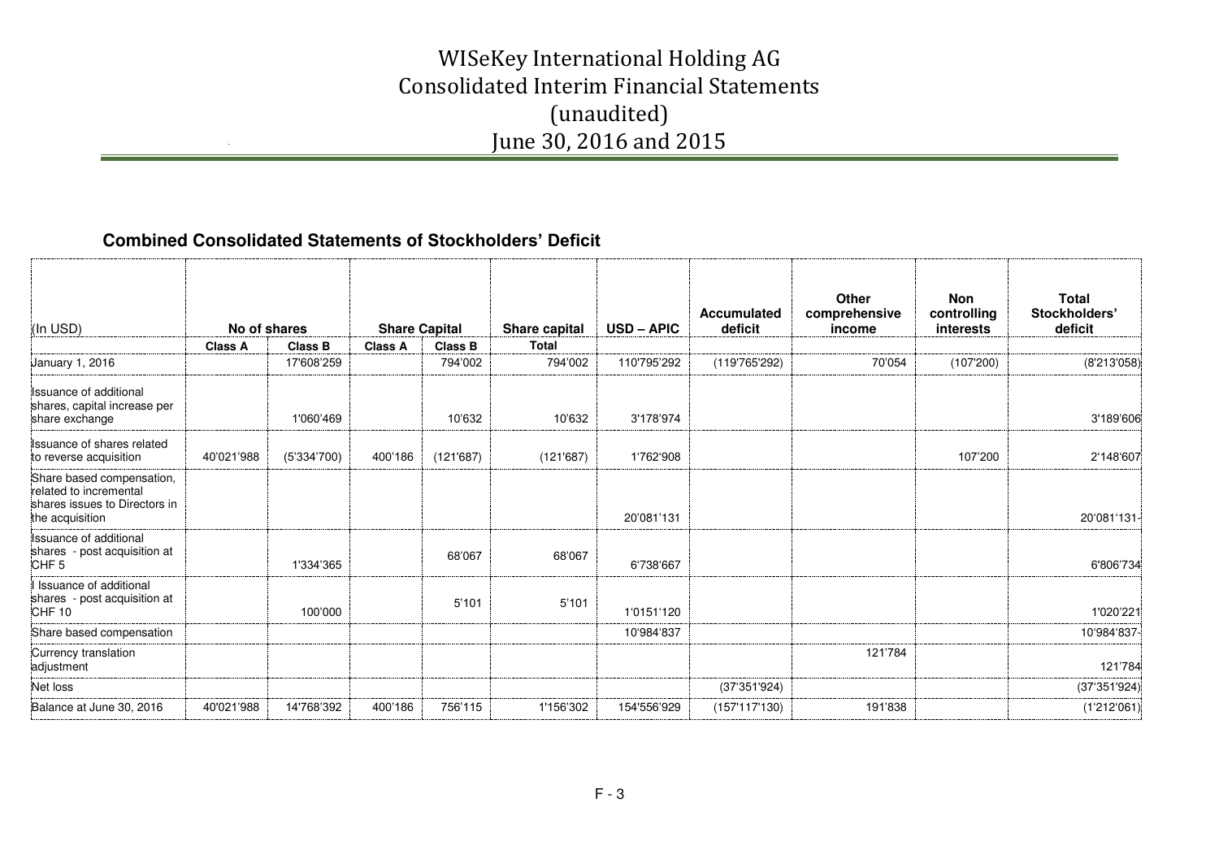# WISeKey International Holding AG
# Consolidated Interim Financial Statements
# (unaudited)
# June 30, 2016 and 2015

## Combined Consolidated Statements of Stockholders' Deficit

| (In USD) | No of shares | | Share Capital | | Share capital | USD – APIC | Accumulated deficit | Other comprehensive income | Non controlling interests | Total Stockholders' deficit |
|---|---|---|---|---|---|---|---|---|---|---|
| | Class A | Class B | Class A | Class B | Total | | | | | |
| January 1, 2016 | | 17'608'259 | | 794'002 | 794'002 | 110'795'292 | (119'765'292) | 70'054 | (107'200) | (8'213'058) |
| Issuance of additional shares, capital increase per share exchange | | 1'060'469 | | 10'632 | 10'632 | 3'178'974 | | | | 3'189'606 |
| Issuance of shares related to reverse acquisition | 40'021'988 | (5'334'700) | 400'186 | (121'687) | (121'687) | 1'762'908 | | | 107'200 | 2'148'607 |
| Share based compensation, related to incremental shares issues to Directors in the acquisition | | | | | | 20'081'131 | | | | 20'081'131- |
| Issuance of additional shares - post acquisition at CHF 5 | | 1'334'365 | | 68'067 | 68'067 | 6'738'667 | | | | 6'806'734 |
| I Issuance of additional shares - post acquisition at CHF 10 | | 100'000 | | 5'101 | 5'101 | 1'0151'120 | | | | 1'020'221 |
| Share based compensation | | | | | | 10'984'837 | | | | 10'984'837- |
| Currency translation adjustment | | | | | | | | 121'784 | | 121'784 |
| Net loss | | | | | | | (37'351'924) | | | (37'351'924) |
| Balance at June 30, 2016 | 40'021'988 | 14'768'392 | 400'186 | 756'115 | 1'156'302 | 154'556'929 | (157'117'130) | 191'838 | | (1'212'061) |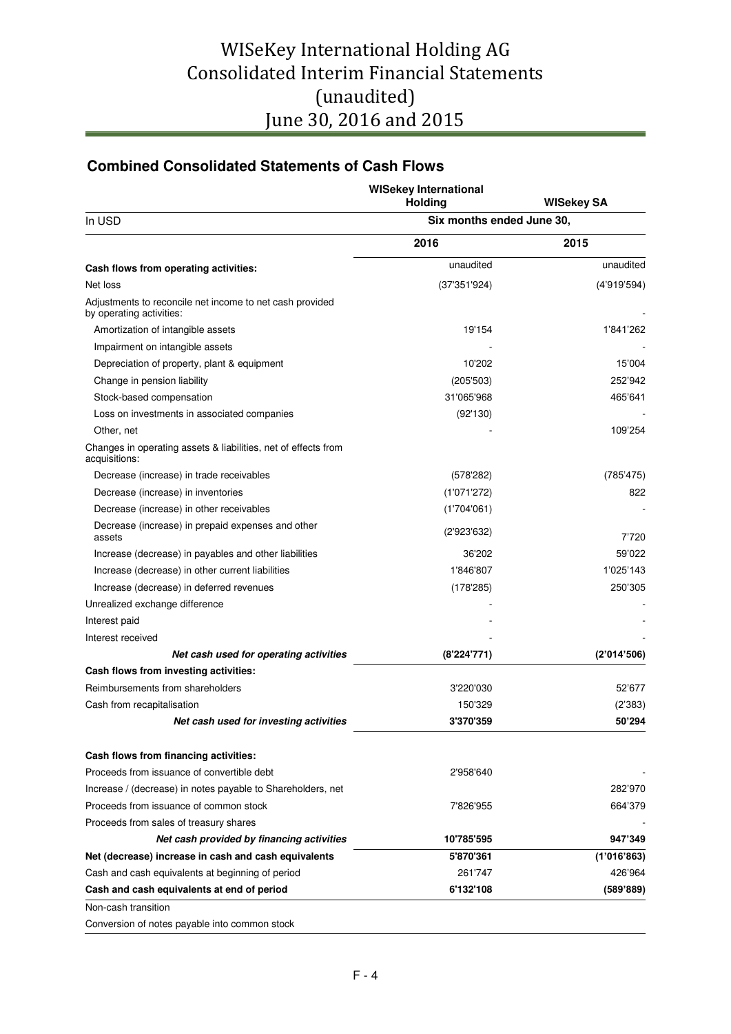# WISeKey International Holding AG Consolidated Interim Financial Statements (unaudited) June 30, 2016 and 2015

## Combined Consolidated Statements of Cash Flows

| | WISekey International Holding | WISekey SA |
|---|---|---|
| In USD | Six months ended June 30, | |
| | 2016 | 2015 |
| **Cash flows from operating activities:** | unaudited | unaudited |
| Net loss | (37'351'924) | (4'919'594) |
| Adjustments to reconcile net income to net cash provided by operating activities: | | - |
| Amortization of intangible assets | 19'154 | 1'841'262 |
| Impairment on intangible assets | - | - |
| Depreciation of property, plant & equipment | 10'202 | 15'004 |
| Change in pension liability | (205'503) | 252'942 |
| Stock-based compensation | 31'065'968 | 465'641 |
| Loss on investments in associated companies | (92'130) | - |
| Other, net | - | 109'254 |
| Changes in operating assets & liabilities, net of effects from acquisitions: | | |
| Decrease (increase) in trade receivables | (578'282) | (785'475) |
| Decrease (increase) in inventories | (1'071'272) | 822 |
| Decrease (increase) in other receivables | (1'704'061) | - |
| Decrease (increase) in prepaid expenses and other assets | (2'923'632) | 7'720 |
| Increase (decrease) in payables and other liabilities | 36'202 | 59'022 |
| Increase (decrease) in other current liabilities | 1'846'807 | 1'025'143 |
| Increase (decrease) in deferred revenues | (178'285) | 250'305 |
| Unrealized exchange difference | - | - |
| Interest paid | - | - |
| Interest received | - | - |
| ***Net cash used for operating activities*** | **(8'224'771)** | **(2'014'506)** |
| **Cash flows from investing activities:** | | |
| Reimbursements from shareholders | 3'220'030 | 52'677 |
| Cash from recapitalisation | 150'329 | (2'383) |
| ***Net cash used for investing activities*** | **3'370'359** | **50'294** |
| | | |
| **Cash flows from financing activities:** | | |
| Proceeds from issuance of convertible debt | 2'958'640 | - |
| Increase / (decrease) in notes payable to Shareholders, net | | 282'970 |
| Proceeds from issuance of common stock | 7'826'955 | 664'379 |
| Proceeds from sales of treasury shares | | - |
| ***Net cash provided by financing activities*** | **10'785'595** | **947'349** |
| **Net (decrease) increase in cash and cash equivalents** | **5'870'361** | **(1'016'863)** |
| Cash and cash equivalents at beginning of period | 261'747 | 426'964 |
| **Cash and cash equivalents at end of period** | **6'132'108** | **(589'889)** |
| Non-cash transition | | |
| Conversion of notes payable into common stock | | |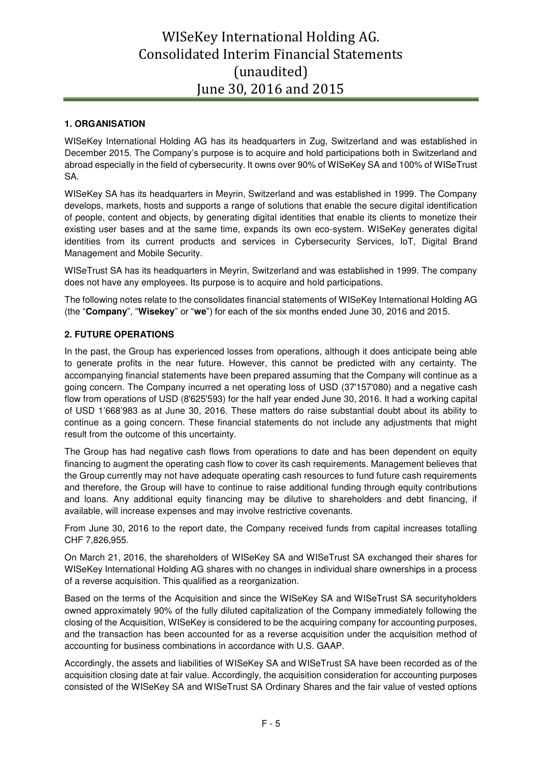**1. ORGANISATION**

WISeKey International Holding AG has its headquarters in Zug, Switzerland and was established in December 2015. The Company's purpose is to acquire and hold participations both in Switzerland and abroad especially in the field of cybersecurity. It owns over 90% of WISeKey SA and 100% of WISeTrust SA.

WISeKey SA has its headquarters in Meyrin, Switzerland and was established in 1999. The Company develops, markets, hosts and supports a range of solutions that enable the secure digital identification of people, content and objects, by generating digital identities that enable its clients to monetize their existing user bases and at the same time, expands its own eco-system. WISeKey generates digital identities from its current products and services in Cybersecurity Services, IoT, Digital Brand Management and Mobile Security.

WISeTrust SA has its headquarters in Meyrin, Switzerland and was established in 1999. The company does not have any employees. Its purpose is to acquire and hold participations.

The following notes relate to the consolidates financial statements of WISeKey International Holding AG (the "**Company**", "**Wisekey**" or "**we**") for each of the six months ended June 30, 2016 and 2015.

**2. FUTURE OPERATIONS**

In the past, the Group has experienced losses from operations, although it does anticipate being able to generate profits in the near future. However, this cannot be predicted with any certainty. The accompanying financial statements have been prepared assuming that the Company will continue as a going concern. The Company incurred a net operating loss of USD (37'157'080) and a negative cash flow from operations of USD (8'625'593) for the half year ended June 30, 2016. It had a working capital of USD 1'668'983 as at June 30, 2016. These matters do raise substantial doubt about its ability to continue as a going concern. These financial statements do not include any adjustments that might result from the outcome of this uncertainty.

The Group has had negative cash flows from operations to date and has been dependent on equity financing to augment the operating cash flow to cover its cash requirements. Management believes that the Group currently may not have adequate operating cash resources to fund future cash requirements and therefore, the Group will have to continue to raise additional funding through equity contributions and loans. Any additional equity financing may be dilutive to shareholders and debt financing, if available, will increase expenses and may involve restrictive covenants.

From June 30, 2016 to the report date, the Company received funds from capital increases totalling CHF 7,826,955.

On March 21, 2016, the shareholders of WISeKey SA and WISeTrust SA exchanged their shares for WISeKey International Holding AG shares with no changes in individual share ownerships in a process of a reverse acquisition. This qualified as a reorganization.

Based on the terms of the Acquisition and since the WISeKey SA and WISeTrust SA securityholders owned approximately 90% of the fully diluted capitalization of the Company immediately following the closing of the Acquisition, WISeKey is considered to be the acquiring company for accounting purposes, and the transaction has been accounted for as a reverse acquisition under the acquisition method of accounting for business combinations in accordance with U.S. GAAP.

Accordingly, the assets and liabilities of WISeKey SA and WISeTrust SA have been recorded as of the acquisition closing date at fair value. Accordingly, the acquisition consideration for accounting purposes consisted of the WISeKey SA and WISeTrust SA Ordinary Shares and the fair value of vested options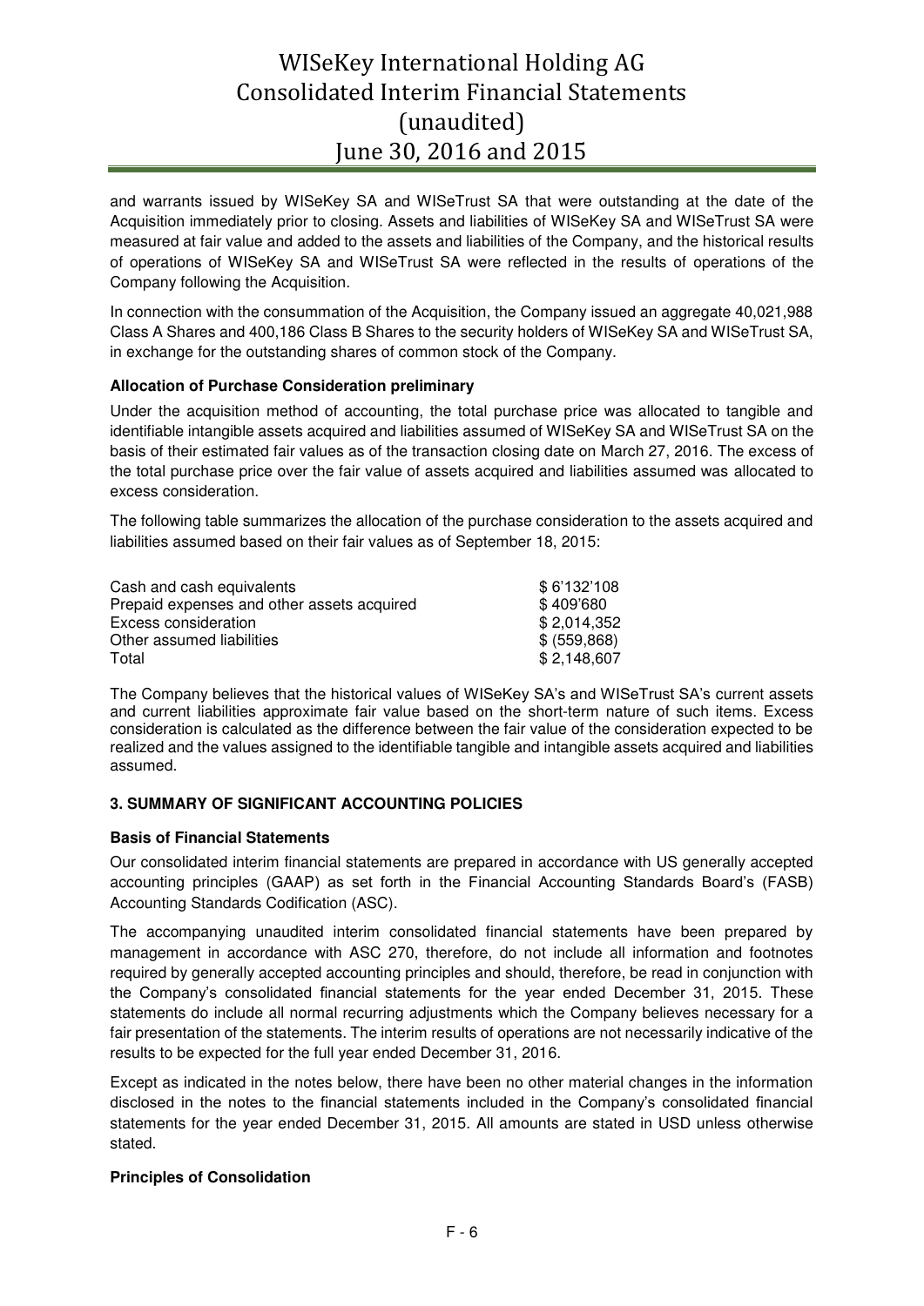and warrants issued by WISeKey SA and WISeTrust SA that were outstanding at the date of the Acquisition immediately prior to closing. Assets and liabilities of WISeKey SA and WISeTrust SA were measured at fair value and added to the assets and liabilities of the Company, and the historical results of operations of WISeKey SA and WISeTrust SA were reflected in the results of operations of the Company following the Acquisition.

In connection with the consummation of the Acquisition, the Company issued an aggregate 40,021,988 Class A Shares and 400,186 Class B Shares to the security holders of WISeKey SA and WISeTrust SA, in exchange for the outstanding shares of common stock of the Company.

**Allocation of Purchase Consideration preliminary**

Under the acquisition method of accounting, the total purchase price was allocated to tangible and identifiable intangible assets acquired and liabilities assumed of WISeKey SA and WISeTrust SA on the basis of their estimated fair values as of the transaction closing date on March 27, 2016. The excess of the total purchase price over the fair value of assets acquired and liabilities assumed was allocated to excess consideration.

The following table summarizes the allocation of the purchase consideration to the assets acquired and liabilities assumed based on their fair values as of September 18, 2015:

| | |
|---|---|
| Cash and cash equivalents | \$ 6'132'108 |
| Prepaid expenses and other assets acquired | \$ 409'680 |
| Excess consideration | \$ 2,014,352 |
| Other assumed liabilities | \$ (559,868) |
| Total | \$ 2,148,607 |

The Company believes that the historical values of WISeKey SA's and WISeTrust SA's current assets and current liabilities approximate fair value based on the short-term nature of such items. Excess consideration is calculated as the difference between the fair value of the consideration expected to be realized and the values assigned to the identifiable tangible and intangible assets acquired and liabilities assumed.

### 3. SUMMARY OF SIGNIFICANT ACCOUNTING POLICIES

**Basis of Financial Statements**

Our consolidated interim financial statements are prepared in accordance with US generally accepted accounting principles (GAAP) as set forth in the Financial Accounting Standards Board's (FASB) Accounting Standards Codification (ASC).

The accompanying unaudited interim consolidated financial statements have been prepared by management in accordance with ASC 270, therefore, do not include all information and footnotes required by generally accepted accounting principles and should, therefore, be read in conjunction with the Company's consolidated financial statements for the year ended December 31, 2015. These statements do include all normal recurring adjustments which the Company believes necessary for a fair presentation of the statements. The interim results of operations are not necessarily indicative of the results to be expected for the full year ended December 31, 2016.

Except as indicated in the notes below, there have been no other material changes in the information disclosed in the notes to the financial statements included in the Company's consolidated financial statements for the year ended December 31, 2015. All amounts are stated in USD unless otherwise stated.

**Principles of Consolidation**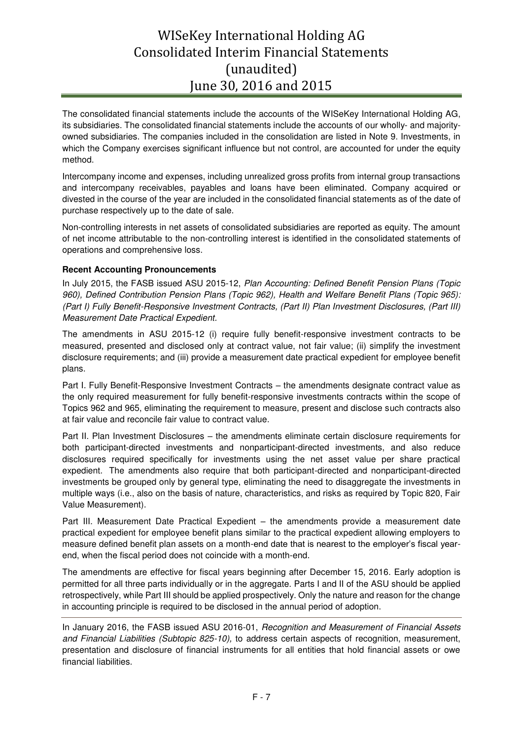The consolidated financial statements include the accounts of the WISeKey International Holding AG, its subsidiaries. The consolidated financial statements include the accounts of our wholly- and majority-owned subsidiaries. The companies included in the consolidation are listed in Note 9. Investments, in which the Company exercises significant influence but not control, are accounted for under the equity method.

Intercompany income and expenses, including unrealized gross profits from internal group transactions and intercompany receivables, payables and loans have been eliminated. Company acquired or divested in the course of the year are included in the consolidated financial statements as of the date of purchase respectively up to the date of sale.

Non-controlling interests in net assets of consolidated subsidiaries are reported as equity. The amount of net income attributable to the non-controlling interest is identified in the consolidated statements of operations and comprehensive loss.

**Recent Accounting Pronouncements**

In July 2015, the FASB issued ASU 2015-12, *Plan Accounting: Defined Benefit Pension Plans (Topic 960), Defined Contribution Pension Plans (Topic 962), Health and Welfare Benefit Plans (Topic 965): (Part I) Fully Benefit-Responsive Investment Contracts, (Part II) Plan Investment Disclosures, (Part III) Measurement Date Practical Expedient.*

The amendments in ASU 2015-12 (i) require fully benefit-responsive investment contracts to be measured, presented and disclosed only at contract value, not fair value; (ii) simplify the investment disclosure requirements; and (iii) provide a measurement date practical expedient for employee benefit plans.

Part I. Fully Benefit-Responsive Investment Contracts – the amendments designate contract value as the only required measurement for fully benefit-responsive investments contracts within the scope of Topics 962 and 965, eliminating the requirement to measure, present and disclose such contracts also at fair value and reconcile fair value to contract value.

Part II. Plan Investment Disclosures – the amendments eliminate certain disclosure requirements for both participant-directed investments and nonparticipant-directed investments, and also reduce disclosures required specifically for investments using the net asset value per share practical expedient. The amendments also require that both participant-directed and nonparticipant-directed investments be grouped only by general type, eliminating the need to disaggregate the investments in multiple ways (i.e., also on the basis of nature, characteristics, and risks as required by Topic 820, Fair Value Measurement).

Part III. Measurement Date Practical Expedient – the amendments provide a measurement date practical expedient for employee benefit plans similar to the practical expedient allowing employers to measure defined benefit plan assets on a month-end date that is nearest to the employer's fiscal year-end, when the fiscal period does not coincide with a month-end.

The amendments are effective for fiscal years beginning after December 15, 2016. Early adoption is permitted for all three parts individually or in the aggregate. Parts I and II of the ASU should be applied retrospectively, while Part III should be applied prospectively. Only the nature and reason for the change in accounting principle is required to be disclosed in the annual period of adoption.

---

In January 2016, the FASB issued ASU 2016-01, *Recognition and Measurement of Financial Assets and Financial Liabilities (Subtopic 825-10),* to address certain aspects of recognition, measurement, presentation and disclosure of financial instruments for all entities that hold financial assets or owe financial liabilities.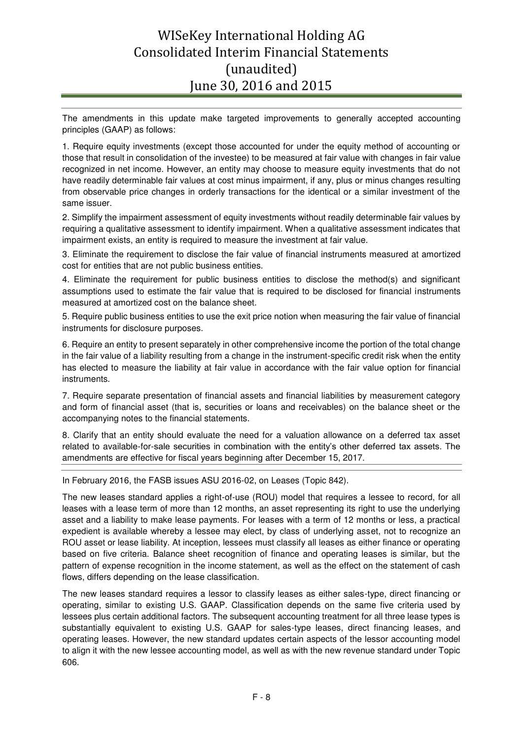The amendments in this update make targeted improvements to generally accepted accounting principles (GAAP) as follows:

1. Require equity investments (except those accounted for under the equity method of accounting or those that result in consolidation of the investee) to be measured at fair value with changes in fair value recognized in net income. However, an entity may choose to measure equity investments that do not have readily determinable fair values at cost minus impairment, if any, plus or minus changes resulting from observable price changes in orderly transactions for the identical or a similar investment of the same issuer.

2. Simplify the impairment assessment of equity investments without readily determinable fair values by requiring a qualitative assessment to identify impairment. When a qualitative assessment indicates that impairment exists, an entity is required to measure the investment at fair value.

3. Eliminate the requirement to disclose the fair value of financial instruments measured at amortized cost for entities that are not public business entities.

4. Eliminate the requirement for public business entities to disclose the method(s) and significant assumptions used to estimate the fair value that is required to be disclosed for financial instruments measured at amortized cost on the balance sheet.

5. Require public business entities to use the exit price notion when measuring the fair value of financial instruments for disclosure purposes.

6. Require an entity to present separately in other comprehensive income the portion of the total change in the fair value of a liability resulting from a change in the instrument-specific credit risk when the entity has elected to measure the liability at fair value in accordance with the fair value option for financial instruments.

7. Require separate presentation of financial assets and financial liabilities by measurement category and form of financial asset (that is, securities or loans and receivables) on the balance sheet or the accompanying notes to the financial statements.

8. Clarify that an entity should evaluate the need for a valuation allowance on a deferred tax asset related to available-for-sale securities in combination with the entity's other deferred tax assets. The amendments are effective for fiscal years beginning after December 15, 2017.

In February 2016, the FASB issues ASU 2016-02, on Leases (Topic 842).

The new leases standard applies a right-of-use (ROU) model that requires a lessee to record, for all leases with a lease term of more than 12 months, an asset representing its right to use the underlying asset and a liability to make lease payments. For leases with a term of 12 months or less, a practical expedient is available whereby a lessee may elect, by class of underlying asset, not to recognize an ROU asset or lease liability. At inception, lessees must classify all leases as either finance or operating based on five criteria. Balance sheet recognition of finance and operating leases is similar, but the pattern of expense recognition in the income statement, as well as the effect on the statement of cash flows, differs depending on the lease classification.

The new leases standard requires a lessor to classify leases as either sales-type, direct financing or operating, similar to existing U.S. GAAP. Classification depends on the same five criteria used by lessees plus certain additional factors. The subsequent accounting treatment for all three lease types is substantially equivalent to existing U.S. GAAP for sales-type leases, direct financing leases, and operating leases. However, the new standard updates certain aspects of the lessor accounting model to align it with the new lessee accounting model, as well as with the new revenue standard under Topic 606.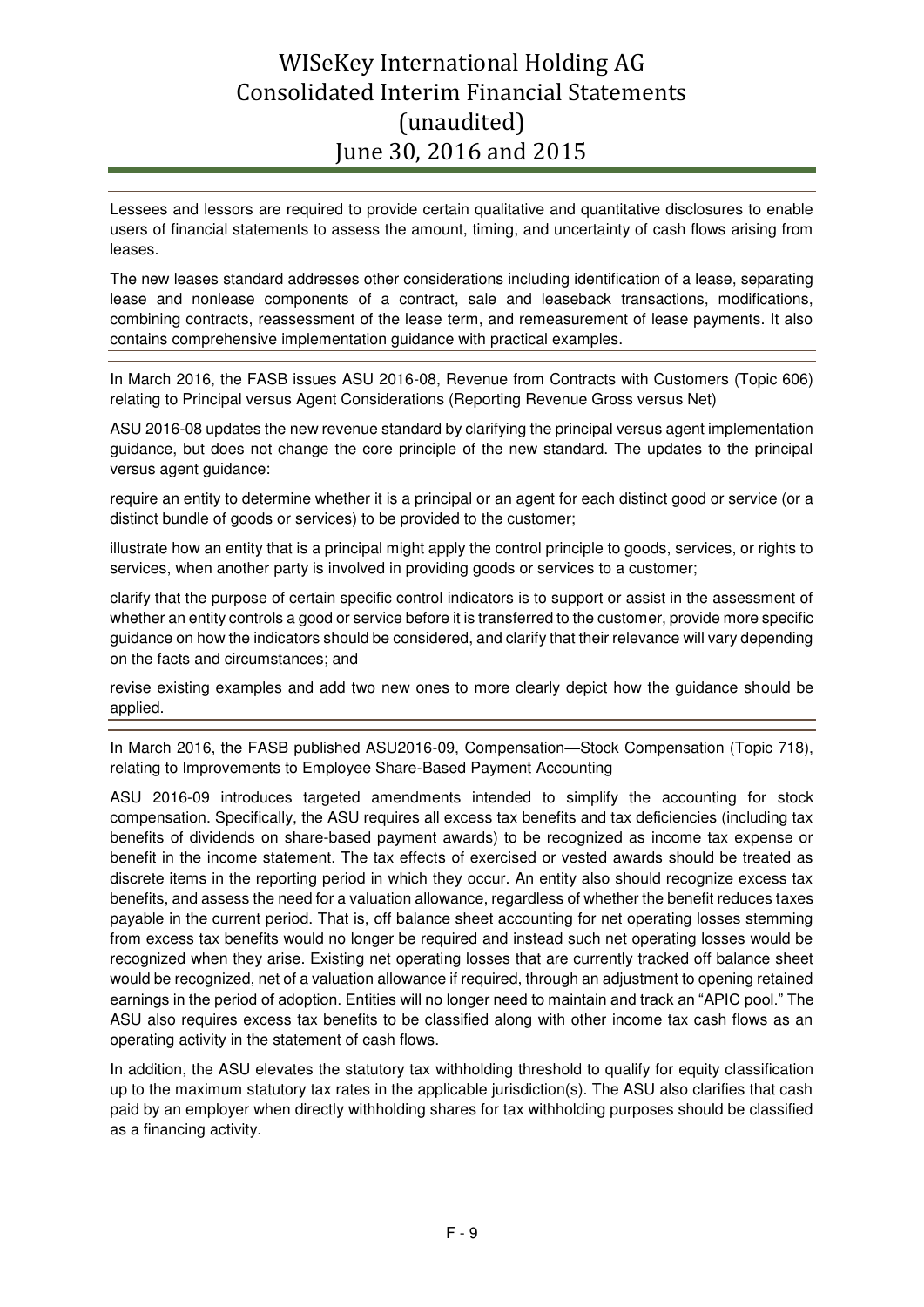Lessees and lessors are required to provide certain qualitative and quantitative disclosures to enable users of financial statements to assess the amount, timing, and uncertainty of cash flows arising from leases.

The new leases standard addresses other considerations including identification of a lease, separating lease and nonlease components of a contract, sale and leaseback transactions, modifications, combining contracts, reassessment of the lease term, and remeasurement of lease payments. It also contains comprehensive implementation guidance with practical examples.

---

In March 2016, the FASB issues ASU 2016-08, Revenue from Contracts with Customers (Topic 606) relating to Principal versus Agent Considerations (Reporting Revenue Gross versus Net)

ASU 2016-08 updates the new revenue standard by clarifying the principal versus agent implementation guidance, but does not change the core principle of the new standard. The updates to the principal versus agent guidance:

require an entity to determine whether it is a principal or an agent for each distinct good or service (or a distinct bundle of goods or services) to be provided to the customer;

illustrate how an entity that is a principal might apply the control principle to goods, services, or rights to services, when another party is involved in providing goods or services to a customer;

clarify that the purpose of certain specific control indicators is to support or assist in the assessment of whether an entity controls a good or service before it is transferred to the customer, provide more specific guidance on how the indicators should be considered, and clarify that their relevance will vary depending on the facts and circumstances; and

revise existing examples and add two new ones to more clearly depict how the guidance should be applied.

---

In March 2016, the FASB published ASU2016-09, Compensation—Stock Compensation (Topic 718), relating to Improvements to Employee Share-Based Payment Accounting

ASU 2016-09 introduces targeted amendments intended to simplify the accounting for stock compensation. Specifically, the ASU requires all excess tax benefits and tax deficiencies (including tax benefits of dividends on share-based payment awards) to be recognized as income tax expense or benefit in the income statement. The tax effects of exercised or vested awards should be treated as discrete items in the reporting period in which they occur. An entity also should recognize excess tax benefits, and assess the need for a valuation allowance, regardless of whether the benefit reduces taxes payable in the current period. That is, off balance sheet accounting for net operating losses stemming from excess tax benefits would no longer be required and instead such net operating losses would be recognized when they arise. Existing net operating losses that are currently tracked off balance sheet would be recognized, net of a valuation allowance if required, through an adjustment to opening retained earnings in the period of adoption. Entities will no longer need to maintain and track an "APIC pool." The ASU also requires excess tax benefits to be classified along with other income tax cash flows as an operating activity in the statement of cash flows.

In addition, the ASU elevates the statutory tax withholding threshold to qualify for equity classification up to the maximum statutory tax rates in the applicable jurisdiction(s). The ASU also clarifies that cash paid by an employer when directly withholding shares for tax withholding purposes should be classified as a financing activity.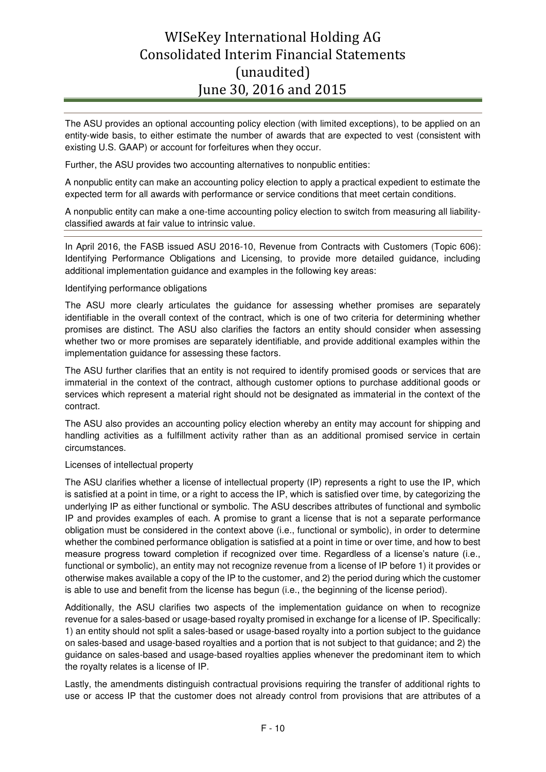The ASU provides an optional accounting policy election (with limited exceptions), to be applied on an entity-wide basis, to either estimate the number of awards that are expected to vest (consistent with existing U.S. GAAP) or account for forfeitures when they occur.

Further, the ASU provides two accounting alternatives to nonpublic entities:

A nonpublic entity can make an accounting policy election to apply a practical expedient to estimate the expected term for all awards with performance or service conditions that meet certain conditions.

A nonpublic entity can make a one-time accounting policy election to switch from measuring all liability-classified awards at fair value to intrinsic value.

In April 2016, the FASB issued ASU 2016-10, Revenue from Contracts with Customers (Topic 606): Identifying Performance Obligations and Licensing, to provide more detailed guidance, including additional implementation guidance and examples in the following key areas:

Identifying performance obligations

The ASU more clearly articulates the guidance for assessing whether promises are separately identifiable in the overall context of the contract, which is one of two criteria for determining whether promises are distinct. The ASU also clarifies the factors an entity should consider when assessing whether two or more promises are separately identifiable, and provide additional examples within the implementation guidance for assessing these factors.

The ASU further clarifies that an entity is not required to identify promised goods or services that are immaterial in the context of the contract, although customer options to purchase additional goods or services which represent a material right should not be designated as immaterial in the context of the contract.

The ASU also provides an accounting policy election whereby an entity may account for shipping and handling activities as a fulfillment activity rather than as an additional promised service in certain circumstances.

Licenses of intellectual property

The ASU clarifies whether a license of intellectual property (IP) represents a right to use the IP, which is satisfied at a point in time, or a right to access the IP, which is satisfied over time, by categorizing the underlying IP as either functional or symbolic. The ASU describes attributes of functional and symbolic IP and provides examples of each. A promise to grant a license that is not a separate performance obligation must be considered in the context above (i.e., functional or symbolic), in order to determine whether the combined performance obligation is satisfied at a point in time or over time, and how to best measure progress toward completion if recognized over time. Regardless of a license's nature (i.e., functional or symbolic), an entity may not recognize revenue from a license of IP before 1) it provides or otherwise makes available a copy of the IP to the customer, and 2) the period during which the customer is able to use and benefit from the license has begun (i.e., the beginning of the license period).

Additionally, the ASU clarifies two aspects of the implementation guidance on when to recognize revenue for a sales-based or usage-based royalty promised in exchange for a license of IP. Specifically: 1) an entity should not split a sales-based or usage-based royalty into a portion subject to the guidance on sales-based and usage-based royalties and a portion that is not subject to that guidance; and 2) the guidance on sales-based and usage-based royalties applies whenever the predominant item to which the royalty relates is a license of IP.

Lastly, the amendments distinguish contractual provisions requiring the transfer of additional rights to use or access IP that the customer does not already control from provisions that are attributes of a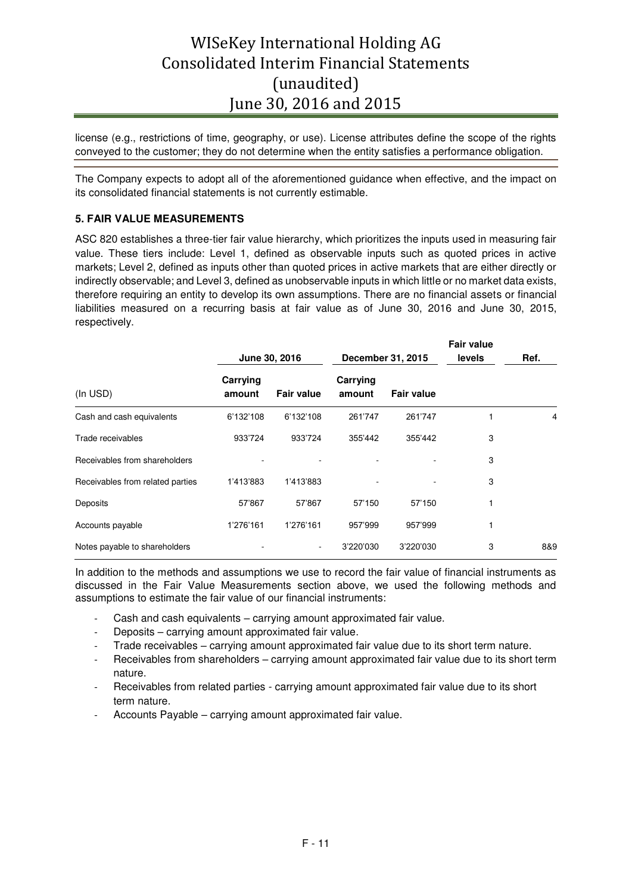license (e.g., restrictions of time, geography, or use). License attributes define the scope of the rights conveyed to the customer; they do not determine when the entity satisfies a performance obligation.

The Company expects to adopt all of the aforementioned guidance when effective, and the impact on its consolidated financial statements is not currently estimable.

### 5. FAIR VALUE MEASUREMENTS

ASC 820 establishes a three-tier fair value hierarchy, which prioritizes the inputs used in measuring fair value. These tiers include: Level 1, defined as observable inputs such as quoted prices in active markets; Level 2, defined as inputs other than quoted prices in active markets that are either directly or indirectly observable; and Level 3, defined as unobservable inputs in which little or no market data exists, therefore requiring an entity to develop its own assumptions. There are no financial assets or financial liabilities measured on a recurring basis at fair value as of June 30, 2016 and June 30, 2015, respectively.

| | June 30, 2016 | | December 31, 2015 | | Fair value levels | Ref. |
|---|---|---|---|---|---|---|
| (In USD) | Carrying amount | Fair value | Carrying amount | Fair value | | |
| Cash and cash equivalents | 6'132'108 | 6'132'108 | 261'747 | 261'747 | 1 | 4 |
| Trade receivables | 933'724 | 933'724 | 355'442 | 355'442 | 3 | |
| Receivables from shareholders | - | - | - | - | 3 | |
| Receivables from related parties | 1'413'883 | 1'413'883 | - | - | 3 | |
| Deposits | 57'867 | 57'867 | 57'150 | 57'150 | 1 | |
| Accounts payable | 1'276'161 | 1'276'161 | 957'999 | 957'999 | 1 | |
| Notes payable to shareholders | - | - | 3'220'030 | 3'220'030 | 3 | 8&9 |

In addition to the methods and assumptions we use to record the fair value of financial instruments as discussed in the Fair Value Measurements section above, we used the following methods and assumptions to estimate the fair value of our financial instruments:

- Cash and cash equivalents – carrying amount approximated fair value.
- Deposits – carrying amount approximated fair value.
- Trade receivables – carrying amount approximated fair value due to its short term nature.
- Receivables from shareholders – carrying amount approximated fair value due to its short term nature.
- Receivables from related parties - carrying amount approximated fair value due to its short term nature.
- Accounts Payable – carrying amount approximated fair value.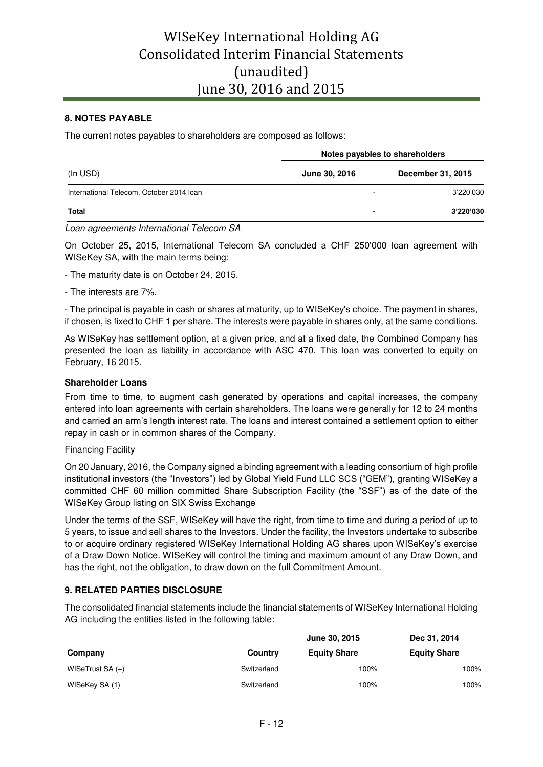## 8. NOTES PAYABLE

The current notes payables to shareholders are composed as follows:

| | Notes payables to shareholders | |
|---|---|---|
| (In USD) | **June 30, 2016** | **December 31, 2015** |
| International Telecom, October 2014 loan | - | 3'220'030 |
| **Total** | **-** | **3'220'030** |

*Loan agreements International Telecom SA*

On October 25, 2015, International Telecom SA concluded a CHF 250'000 loan agreement with WISeKey SA, with the main terms being:

- The maturity date is on October 24, 2015.

- The interests are 7%.

- The principal is payable in cash or shares at maturity, up to WISeKey's choice. The payment in shares, if chosen, is fixed to CHF 1 per share. The interests were payable in shares only, at the same conditions.

As WISeKey has settlement option, at a given price, and at a fixed date, the Combined Company has presented the loan as liability in accordance with ASC 470. This loan was converted to equity on February, 16 2015.

### Shareholder Loans

From time to time, to augment cash generated by operations and capital increases, the company entered into loan agreements with certain shareholders. The loans were generally for 12 to 24 months and carried an arm's length interest rate. The loans and interest contained a settlement option to either repay in cash or in common shares of the Company.

Financing Facility

On 20 January, 2016, the Company signed a binding agreement with a leading consortium of high profile institutional investors (the "Investors") led by Global Yield Fund LLC SCS ("GEM"), granting WISeKey a committed CHF 60 million committed Share Subscription Facility (the "SSF") as of the date of the WISeKey Group listing on SIX Swiss Exchange

Under the terms of the SSF, WISeKey will have the right, from time to time and during a period of up to 5 years, to issue and sell shares to the Investors. Under the facility, the Investors undertake to subscribe to or acquire ordinary registered WISeKey International Holding AG shares upon WISeKey's exercise of a Draw Down Notice. WISeKey will control the timing and maximum amount of any Draw Down, and has the right, not the obligation, to draw down on the full Commitment Amount.

## 9. RELATED PARTIES DISCLOSURE

The consolidated financial statements include the financial statements of WISeKey International Holding AG including the entities listed in the following table:

| | | June 30, 2015 | Dec 31, 2014 |
|---|---|---|---|
| **Company** | **Country** | **Equity Share** | **Equity Share** |
| WISeTrust SA (+) | Switzerland | 100% | 100% |
| WISeKey SA (1) | Switzerland | 100% | 100% |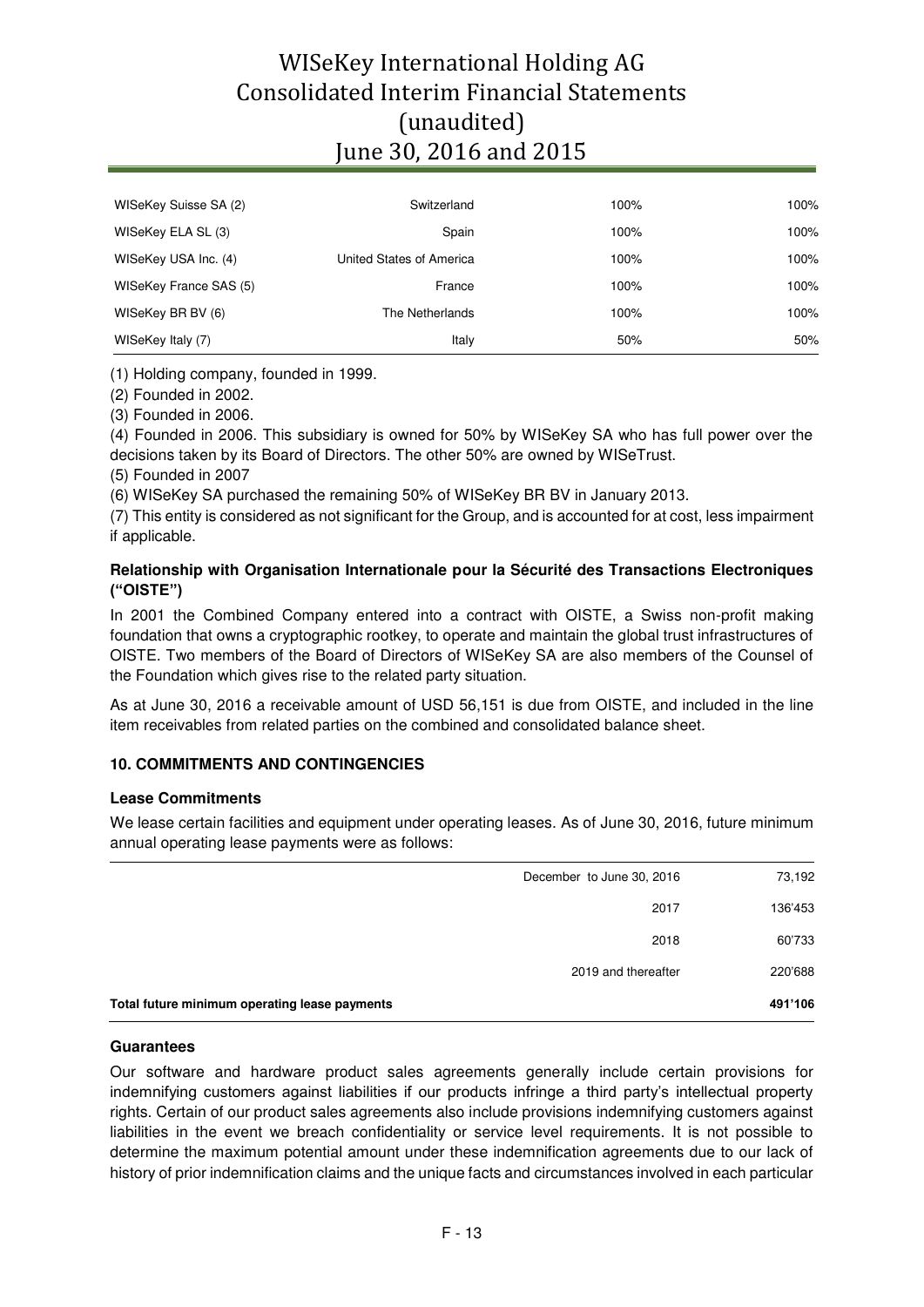| | | | |
|---|---|---|---|
| WISeKey Suisse SA (2) | Switzerland | 100% | 100% |
| WISeKey ELA SL (3) | Spain | 100% | 100% |
| WISeKey USA Inc. (4) | United States of America | 100% | 100% |
| WISeKey France SAS (5) | France | 100% | 100% |
| WISeKey BR BV (6) | The Netherlands | 100% | 100% |
| WISeKey Italy (7) | Italy | 50% | 50% |

(1) Holding company, founded in 1999.

(2) Founded in 2002.

(3) Founded in 2006.

(4) Founded in 2006. This subsidiary is owned for 50% by WISeKey SA who has full power over the decisions taken by its Board of Directors. The other 50% are owned by WISeTrust.

(5) Founded in 2007

(6) WISeKey SA purchased the remaining 50% of WISeKey BR BV in January 2013.

(7) This entity is considered as not significant for the Group, and is accounted for at cost, less impairment if applicable.

**Relationship with Organisation Internationale pour la Sécurité des Transactions Electroniques ("OISTE")**

In 2001 the Combined Company entered into a contract with OISTE, a Swiss non-profit making foundation that owns a cryptographic rootkey, to operate and maintain the global trust infrastructures of OISTE. Two members of the Board of Directors of WISeKey SA are also members of the Counsel of the Foundation which gives rise to the related party situation.

As at June 30, 2016 a receivable amount of USD 56,151 is due from OISTE, and included in the line item receivables from related parties on the combined and consolidated balance sheet.

## 10. COMMITMENTS AND CONTINGENCIES

### Lease Commitments

We lease certain facilities and equipment under operating leases. As of June 30, 2016, future minimum annual operating lease payments were as follows:

| | | |
|---|---|---|
| | December to June 30, 2016 | 73,192 |
| | 2017 | 136'453 |
| | 2018 | 60'733 |
| | 2019 and thereafter | 220'688 |
| **Total future minimum operating lease payments** | | **491'106** |

### Guarantees

Our software and hardware product sales agreements generally include certain provisions for indemnifying customers against liabilities if our products infringe a third party's intellectual property rights. Certain of our product sales agreements also include provisions indemnifying customers against liabilities in the event we breach confidentiality or service level requirements. It is not possible to determine the maximum potential amount under these indemnification agreements due to our lack of history of prior indemnification claims and the unique facts and circumstances involved in each particular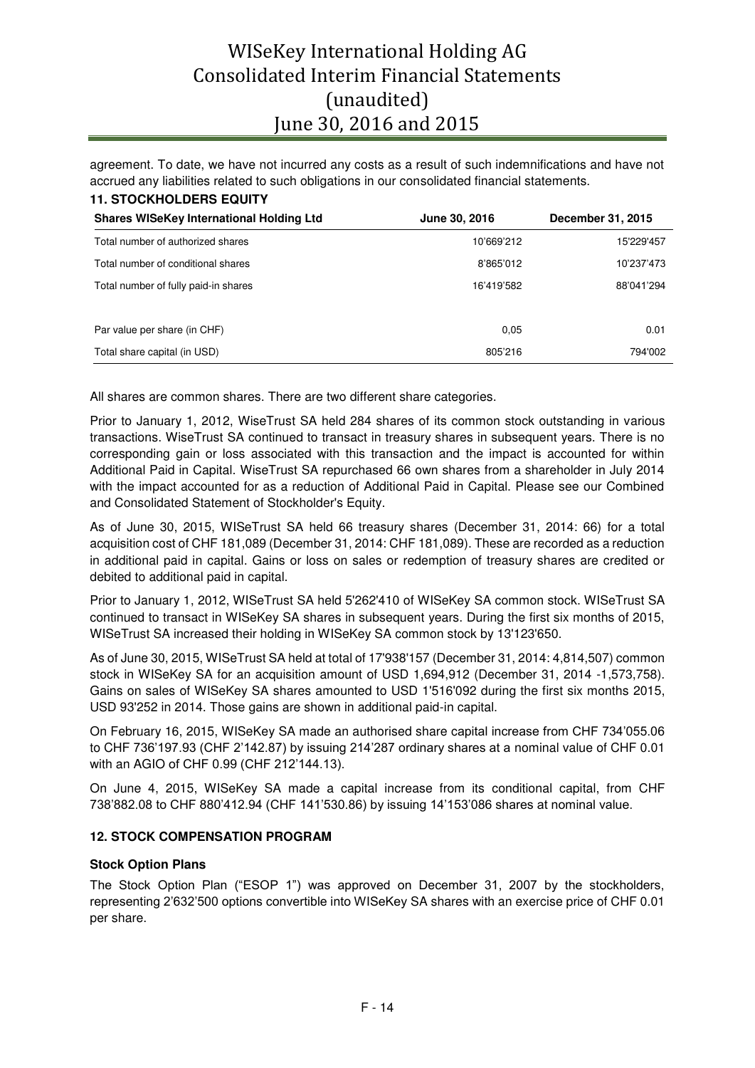agreement. To date, we have not incurred any costs as a result of such indemnifications and have not accrued any liabilities related to such obligations in our consolidated financial statements.

**11. STOCKHOLDERS EQUITY**

| Shares WISeKey International Holding Ltd | June 30, 2016 | December 31, 2015 |
|---|---|---|
| Total number of authorized shares | 10'669'212 | 15'229'457 |
| Total number of conditional shares | 8'865'012 | 10'237'473 |
| Total number of fully paid-in shares | 16'419'582 | 88'041'294 |
| | | |
| Par value per share (in CHF) | 0,05 | 0.01 |
| Total share capital (in USD) | 805'216 | 794'002 |

All shares are common shares. There are two different share categories.

Prior to January 1, 2012, WiseTrust SA held 284 shares of its common stock outstanding in various transactions. WiseTrust SA continued to transact in treasury shares in subsequent years. There is no corresponding gain or loss associated with this transaction and the impact is accounted for within Additional Paid in Capital. WiseTrust SA repurchased 66 own shares from a shareholder in July 2014 with the impact accounted for as a reduction of Additional Paid in Capital. Please see our Combined and Consolidated Statement of Stockholder's Equity.

As of June 30, 2015, WISeTrust SA held 66 treasury shares (December 31, 2014: 66) for a total acquisition cost of CHF 181,089 (December 31, 2014: CHF 181,089). These are recorded as a reduction in additional paid in capital. Gains or loss on sales or redemption of treasury shares are credited or debited to additional paid in capital.

Prior to January 1, 2012, WISeTrust SA held 5'262'410 of WISeKey SA common stock. WISeTrust SA continued to transact in WISeKey SA shares in subsequent years. During the first six months of 2015, WISeTrust SA increased their holding in WISeKey SA common stock by 13'123'650.

As of June 30, 2015, WISeTrust SA held at total of 17'938'157 (December 31, 2014: 4,814,507) common stock in WISeKey SA for an acquisition amount of USD 1,694,912 (December 31, 2014 -1,573,758). Gains on sales of WISeKey SA shares amounted to USD 1'516'092 during the first six months 2015, USD 93'252 in 2014. Those gains are shown in additional paid-in capital.

On February 16, 2015, WISeKey SA made an authorised share capital increase from CHF 734'055.06 to CHF 736'197.93 (CHF 2'142.87) by issuing 214'287 ordinary shares at a nominal value of CHF 0.01 with an AGIO of CHF 0.99 (CHF 212'144.13).

On June 4, 2015, WISeKey SA made a capital increase from its conditional capital, from CHF 738'882.08 to CHF 880'412.94 (CHF 141'530.86) by issuing 14'153'086 shares at nominal value.

**12. STOCK COMPENSATION PROGRAM**

**Stock Option Plans**

The Stock Option Plan ("ESOP 1") was approved on December 31, 2007 by the stockholders, representing 2'632'500 options convertible into WISeKey SA shares with an exercise price of CHF 0.01 per share.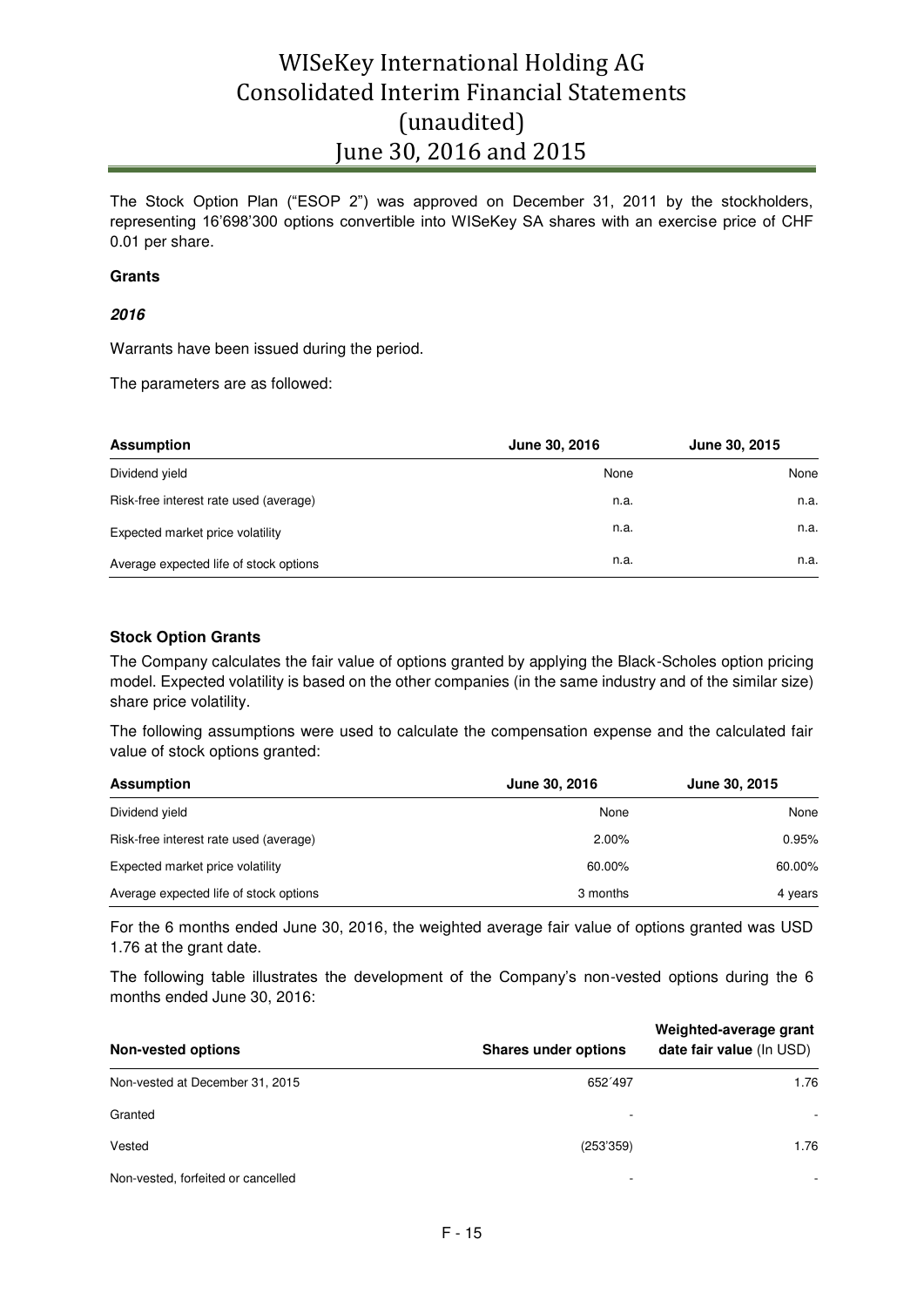The Stock Option Plan ("ESOP 2") was approved on December 31, 2011 by the stockholders, representing 16'698'300 options convertible into WISeKey SA shares with an exercise price of CHF 0.01 per share.

**Grants**

***2016***

Warrants have been issued during the period.

The parameters are as followed:

| Assumption | June 30, 2016 | June 30, 2015 |
|---|---|---|
| Dividend yield | None | None |
| Risk-free interest rate used (average) | n.a. | n.a. |
| Expected market price volatility | n.a. | n.a. |
| Average expected life of stock options | n.a. | n.a. |

**Stock Option Grants**

The Company calculates the fair value of options granted by applying the Black-Scholes option pricing model. Expected volatility is based on the other companies (in the same industry and of the similar size) share price volatility.

The following assumptions were used to calculate the compensation expense and the calculated fair value of stock options granted:

| Assumption | June 30, 2016 | June 30, 2015 |
|---|---|---|
| Dividend yield | None | None |
| Risk-free interest rate used (average) | 2.00% | 0.95% |
| Expected market price volatility | 60.00% | 60.00% |
| Average expected life of stock options | 3 months | 4 years |

For the 6 months ended June 30, 2016, the weighted average fair value of options granted was USD 1.76 at the grant date.

The following table illustrates the development of the Company's non-vested options during the 6 months ended June 30, 2016:

| Non-vested options | Shares under options | Weighted-average grant date fair value (In USD) |
|---|---|---|
| Non-vested at December 31, 2015 | 652´497 | 1.76 |
| Granted | - | - |
| Vested | (253'359) | 1.76 |
| Non-vested, forfeited or cancelled | - | - |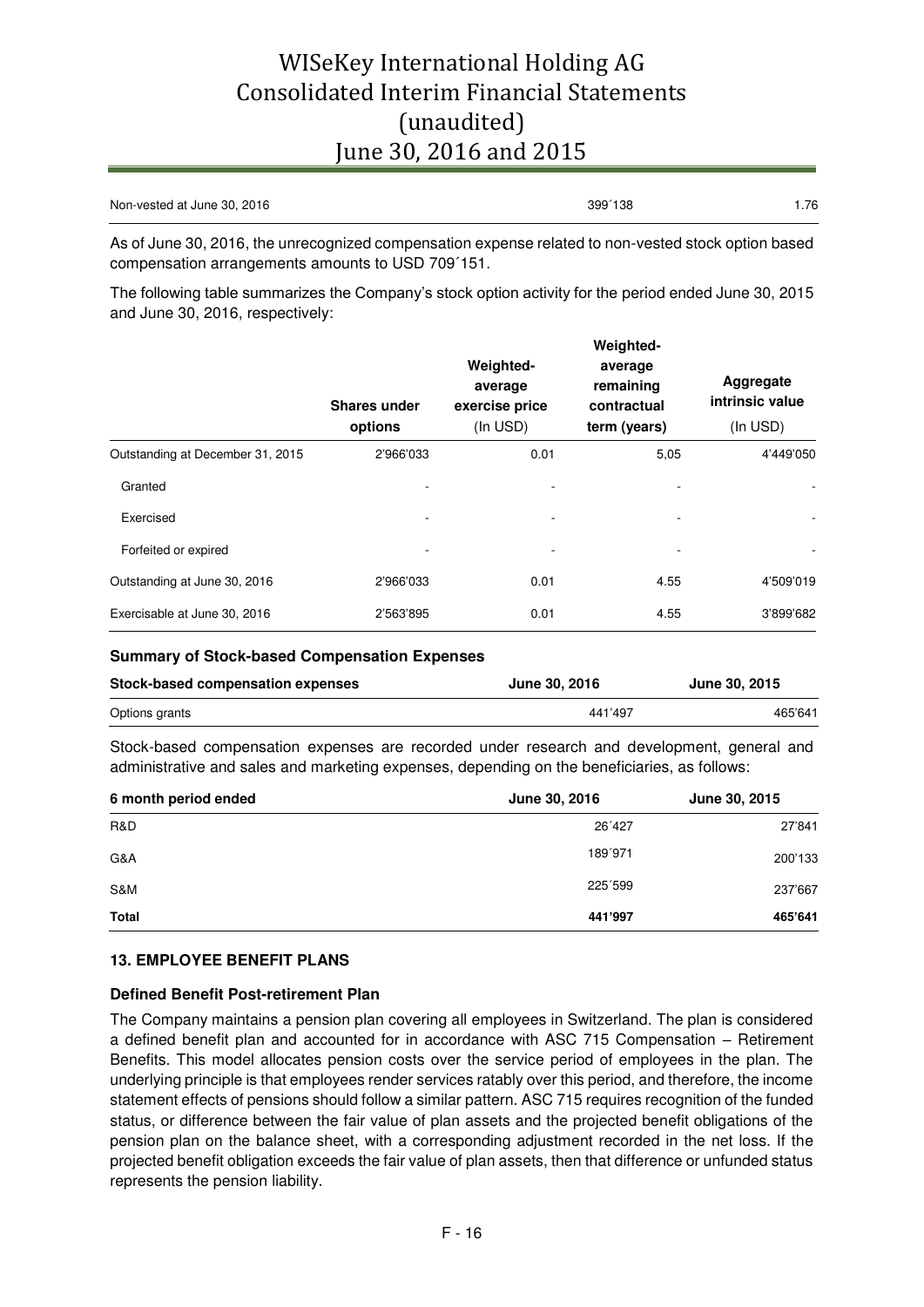| | | |
|---|---|---|
| Non-vested at June 30, 2016 | 399´138 | 1.76 |

As of June 30, 2016, the unrecognized compensation expense related to non-vested stock option based compensation arrangements amounts to USD 709´151.

The following table summarizes the Company's stock option activity for the period ended June 30, 2015 and June 30, 2016, respectively:

| | Shares under options | Weighted-average exercise price (In USD) | Weighted-average remaining contractual term (years) | Aggregate intrinsic value (In USD) |
|---|---|---|---|---|
| Outstanding at December 31, 2015 | 2'966'033 | 0.01 | 5,05 | 4'449'050 |
| Granted | - | - | - | - |
| Exercised | - | - | - | - |
| Forfeited or expired | - | - | - | - |
| Outstanding at June 30, 2016 | 2'966'033 | 0.01 | 4.55 | 4'509'019 |
| Exercisable at June 30, 2016 | 2'563'895 | 0.01 | 4.55 | 3'899'682 |

**Summary of Stock-based Compensation Expenses**

| Stock-based compensation expenses | June 30, 2016 | June 30, 2015 |
|---|---|---|
| Options grants | 441'497 | 465'641 |

Stock-based compensation expenses are recorded under research and development, general and administrative and sales and marketing expenses, depending on the beneficiaries, as follows:

| 6 month period ended | June 30, 2016 | June 30, 2015 |
|---|---|---|
| R&D | 26´427 | 27'841 |
| G&A | 189´971 | 200'133 |
| S&M | 225´599 | 237'667 |
| **Total** | **441'997** | **465'641** |

## 13. EMPLOYEE BENEFIT PLANS

**Defined Benefit Post-retirement Plan**

The Company maintains a pension plan covering all employees in Switzerland. The plan is considered a defined benefit plan and accounted for in accordance with ASC 715 Compensation – Retirement Benefits. This model allocates pension costs over the service period of employees in the plan. The underlying principle is that employees render services ratably over this period, and therefore, the income statement effects of pensions should follow a similar pattern. ASC 715 requires recognition of the funded status, or difference between the fair value of plan assets and the projected benefit obligations of the pension plan on the balance sheet, with a corresponding adjustment recorded in the net loss. If the projected benefit obligation exceeds the fair value of plan assets, then that difference or unfunded status represents the pension liability.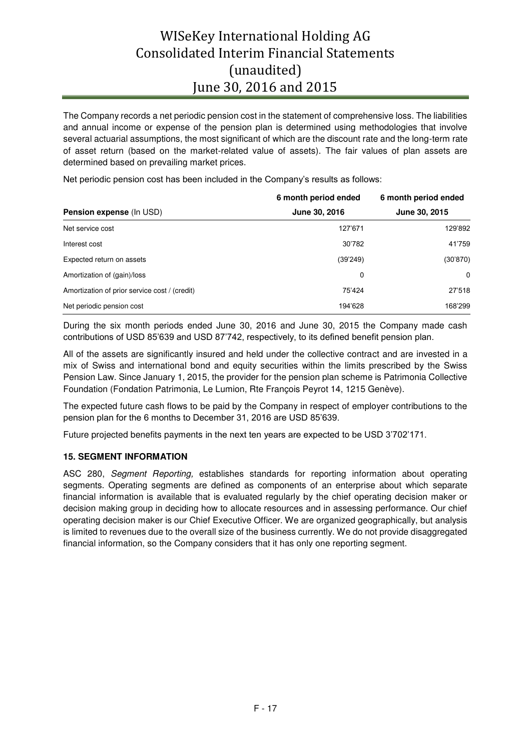The Company records a net periodic pension cost in the statement of comprehensive loss. The liabilities and annual income or expense of the pension plan is determined using methodologies that involve several actuarial assumptions, the most significant of which are the discount rate and the long-term rate of asset return (based on the market-related value of assets). The fair values of plan assets are determined based on prevailing market prices.

Net periodic pension cost has been included in the Company's results as follows:

| **Pension expense** (In USD) | **6 month period ended June 30, 2016** | **6 month period ended June 30, 2015** |
|---|---|---|
| Net service cost | 127'671 | 129'892 |
| Interest cost | 30'782 | 41'759 |
| Expected return on assets | (39'249) | (30'870) |
| Amortization of (gain)/loss | 0 | 0 |
| Amortization of prior service cost / (credit) | 75'424 | 27'518 |
| Net periodic pension cost | 194'628 | 168'299 |

During the six month periods ended June 30, 2016 and June 30, 2015 the Company made cash contributions of USD 85'639 and USD 87'742, respectively, to its defined benefit pension plan.

All of the assets are significantly insured and held under the collective contract and are invested in a mix of Swiss and international bond and equity securities within the limits prescribed by the Swiss Pension Law. Since January 1, 2015, the provider for the pension plan scheme is Patrimonia Collective Foundation (Fondation Patrimonia, Le Lumion, Rte François Peyrot 14, 1215 Genève).

The expected future cash flows to be paid by the Company in respect of employer contributions to the pension plan for the 6 months to December 31, 2016 are USD 85'639.

Future projected benefits payments in the next ten years are expected to be USD 3'702'171.

### 15. SEGMENT INFORMATION

ASC 280, *Segment Reporting,* establishes standards for reporting information about operating segments. Operating segments are defined as components of an enterprise about which separate financial information is available that is evaluated regularly by the chief operating decision maker or decision making group in deciding how to allocate resources and in assessing performance. Our chief operating decision maker is our Chief Executive Officer. We are organized geographically, but analysis is limited to revenues due to the overall size of the business currently. We do not provide disaggregated financial information, so the Company considers that it has only one reporting segment.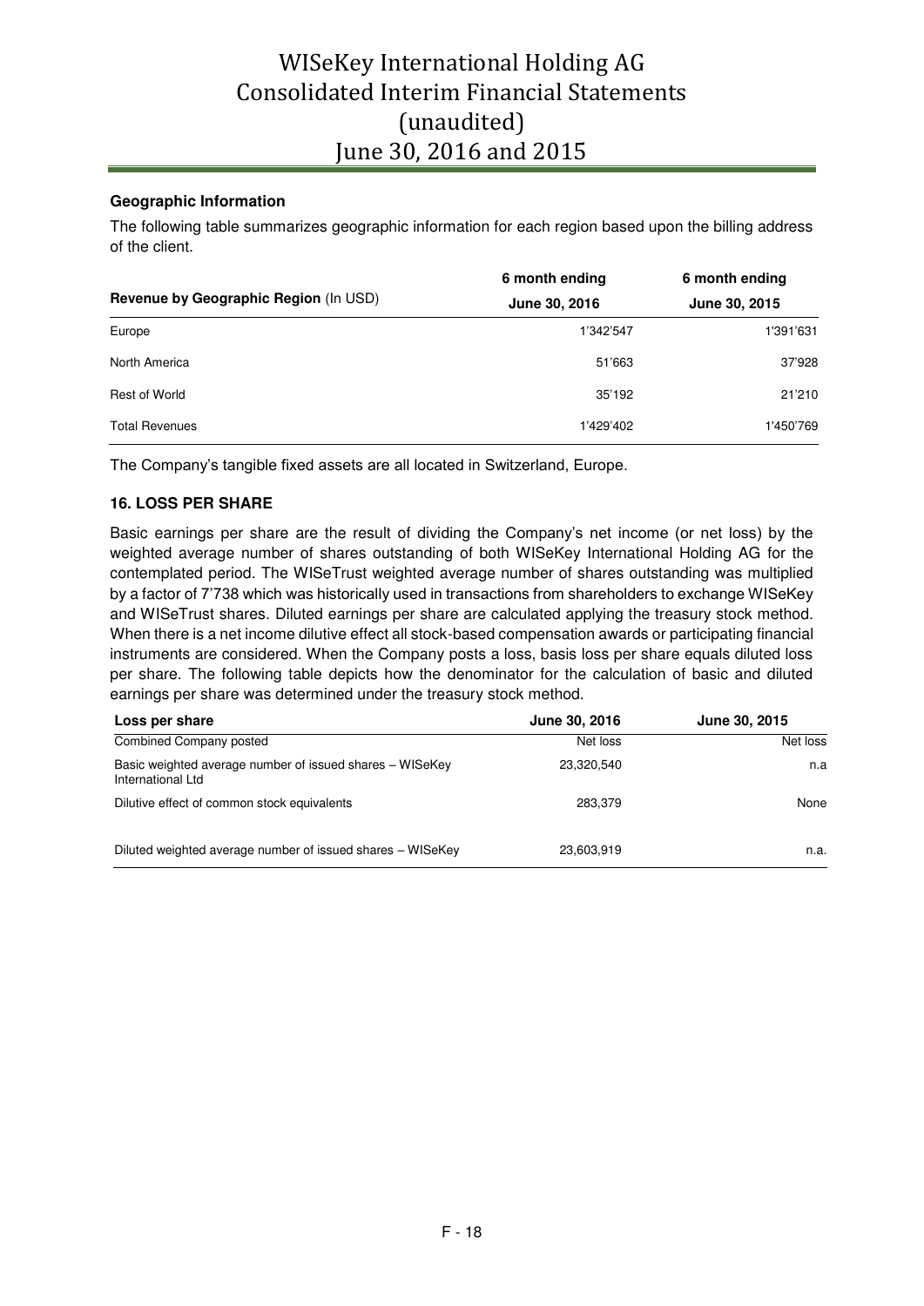**Geographic Information**

The following table summarizes geographic information for each region based upon the billing address of the client.

| Revenue by Geographic Region (In USD) | 6 month ending June 30, 2016 | 6 month ending June 30, 2015 |
|---|---|---|
| Europe | 1'342'547 | 1'391'631 |
| North America | 51'663 | 37'928 |
| Rest of World | 35'192 | 21'210 |
| Total Revenues | 1'429'402 | 1'450'769 |

The Company's tangible fixed assets are all located in Switzerland, Europe.

**16. LOSS PER SHARE**

Basic earnings per share are the result of dividing the Company's net income (or net loss) by the weighted average number of shares outstanding of both WISeKey International Holding AG for the contemplated period. The WISeTrust weighted average number of shares outstanding was multiplied by a factor of 7'738 which was historically used in transactions from shareholders to exchange WISeKey and WISeTrust shares. Diluted earnings per share are calculated applying the treasury stock method. When there is a net income dilutive effect all stock-based compensation awards or participating financial instruments are considered. When the Company posts a loss, basis loss per share equals diluted loss per share. The following table depicts how the denominator for the calculation of basic and diluted earnings per share was determined under the treasury stock method.

| Loss per share | June 30, 2016 | June 30, 2015 |
|---|---|---|
| Combined Company posted | Net loss | Net loss |
| Basic weighted average number of issued shares – WISeKey International Ltd | 23,320,540 | n.a |
| Dilutive effect of common stock equivalents | 283,379 | None |
| Diluted weighted average number of issued shares – WISeKey | 23,603,919 | n.a. |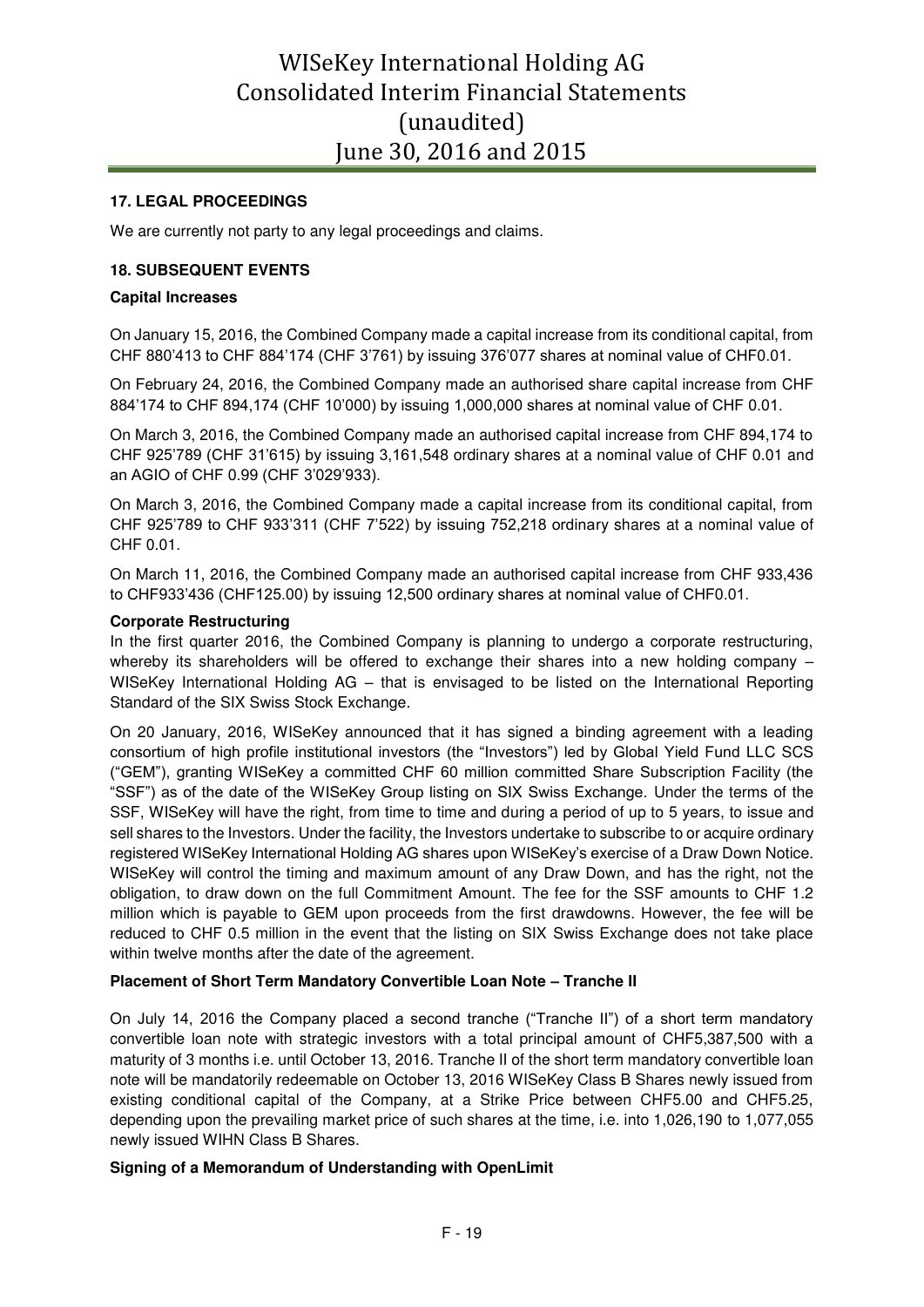## 17. LEGAL PROCEEDINGS

We are currently not party to any legal proceedings and claims.

## 18. SUBSEQUENT EVENTS

### Capital Increases

On January 15, 2016, the Combined Company made a capital increase from its conditional capital, from CHF 880'413 to CHF 884'174 (CHF 3'761) by issuing 376'077 shares at nominal value of CHF0.01.

On February 24, 2016, the Combined Company made an authorised share capital increase from CHF 884'174 to CHF 894,174 (CHF 10'000) by issuing 1,000,000 shares at nominal value of CHF 0.01.

On March 3, 2016, the Combined Company made an authorised capital increase from CHF 894,174 to CHF 925'789 (CHF 31'615) by issuing 3,161,548 ordinary shares at a nominal value of CHF 0.01 and an AGIO of CHF 0.99 (CHF 3'029'933).

On March 3, 2016, the Combined Company made a capital increase from its conditional capital, from CHF 925'789 to CHF 933'311 (CHF 7'522) by issuing 752,218 ordinary shares at a nominal value of CHF 0.01.

On March 11, 2016, the Combined Company made an authorised capital increase from CHF 933,436 to CHF933'436 (CHF125.00) by issuing 12,500 ordinary shares at nominal value of CHF0.01.

### Corporate Restructuring

In the first quarter 2016, the Combined Company is planning to undergo a corporate restructuring, whereby its shareholders will be offered to exchange their shares into a new holding company – WISeKey International Holding AG – that is envisaged to be listed on the International Reporting Standard of the SIX Swiss Stock Exchange.

On 20 January, 2016, WISeKey announced that it has signed a binding agreement with a leading consortium of high profile institutional investors (the "Investors") led by Global Yield Fund LLC SCS ("GEM"), granting WISeKey a committed CHF 60 million committed Share Subscription Facility (the "SSF") as of the date of the WISeKey Group listing on SIX Swiss Exchange. Under the terms of the SSF, WISeKey will have the right, from time to time and during a period of up to 5 years, to issue and sell shares to the Investors. Under the facility, the Investors undertake to subscribe to or acquire ordinary registered WISeKey International Holding AG shares upon WISeKey's exercise of a Draw Down Notice. WISeKey will control the timing and maximum amount of any Draw Down, and has the right, not the obligation, to draw down on the full Commitment Amount. The fee for the SSF amounts to CHF 1.2 million which is payable to GEM upon proceeds from the first drawdowns. However, the fee will be reduced to CHF 0.5 million in the event that the listing on SIX Swiss Exchange does not take place within twelve months after the date of the agreement.

### Placement of Short Term Mandatory Convertible Loan Note – Tranche II

On July 14, 2016 the Company placed a second tranche ("Tranche II") of a short term mandatory convertible loan note with strategic investors with a total principal amount of CHF5,387,500 with a maturity of 3 months i.e. until October 13, 2016. Tranche II of the short term mandatory convertible loan note will be mandatorily redeemable on October 13, 2016 WISeKey Class B Shares newly issued from existing conditional capital of the Company, at a Strike Price between CHF5.00 and CHF5.25, depending upon the prevailing market price of such shares at the time, i.e. into 1,026,190 to 1,077,055 newly issued WIHN Class B Shares.

### Signing of a Memorandum of Understanding with OpenLimit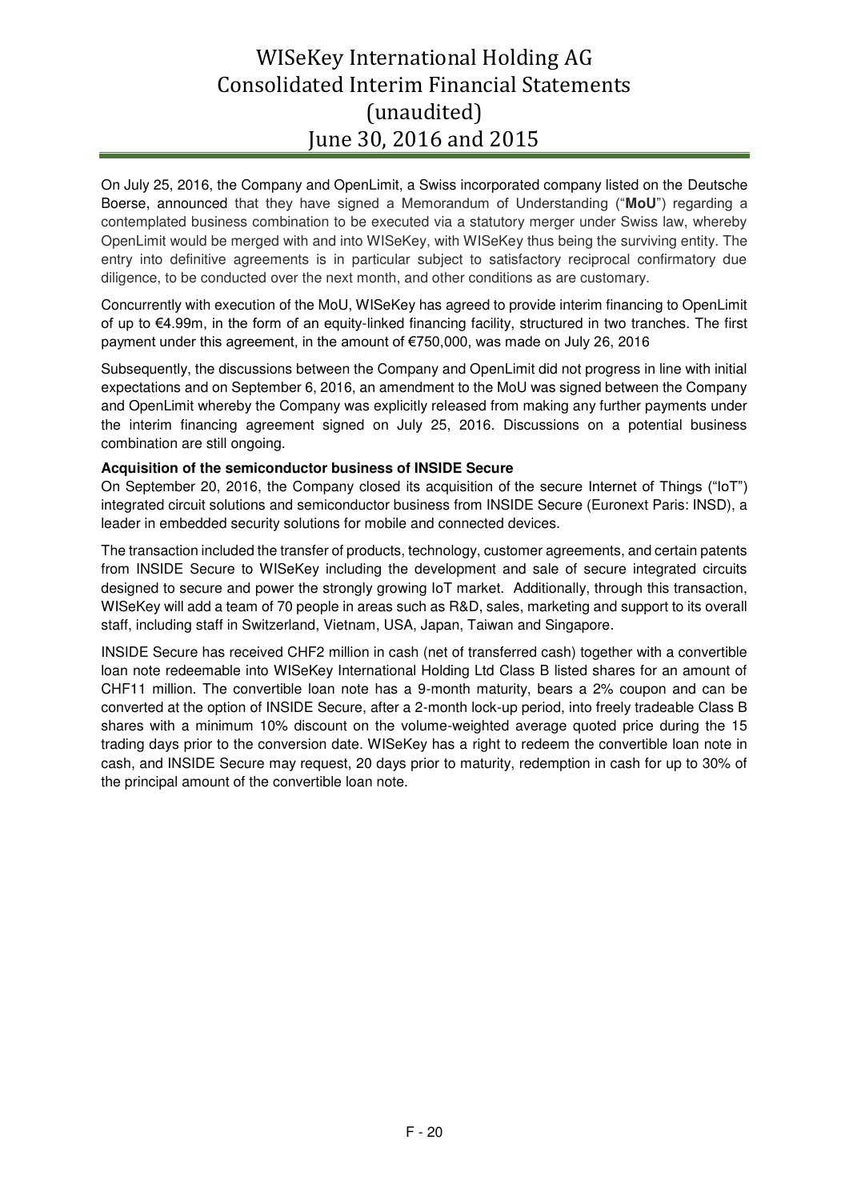On July 25, 2016, the Company and OpenLimit, a Swiss incorporated company listed on the Deutsche Boerse, announced that they have signed a Memorandum of Understanding ("**MoU**") regarding a contemplated business combination to be executed via a statutory merger under Swiss law, whereby OpenLimit would be merged with and into WISeKey, with WISeKey thus being the surviving entity. The entry into definitive agreements is in particular subject to satisfactory reciprocal confirmatory due diligence, to be conducted over the next month, and other conditions as are customary.

Concurrently with execution of the MoU, WISeKey has agreed to provide interim financing to OpenLimit of up to €4.99m, in the form of an equity-linked financing facility, structured in two tranches. The first payment under this agreement, in the amount of €750,000, was made on July 26, 2016

Subsequently, the discussions between the Company and OpenLimit did not progress in line with initial expectations and on September 6, 2016, an amendment to the MoU was signed between the Company and OpenLimit whereby the Company was explicitly released from making any further payments under the interim financing agreement signed on July 25, 2016. Discussions on a potential business combination are still ongoing.

**Acquisition of the semiconductor business of INSIDE Secure**

On September 20, 2016, the Company closed its acquisition of the secure Internet of Things ("IoT") integrated circuit solutions and semiconductor business from INSIDE Secure (Euronext Paris: INSD), a leader in embedded security solutions for mobile and connected devices.

The transaction included the transfer of products, technology, customer agreements, and certain patents from INSIDE Secure to WISeKey including the development and sale of secure integrated circuits designed to secure and power the strongly growing IoT market. Additionally, through this transaction, WISeKey will add a team of 70 people in areas such as R&D, sales, marketing and support to its overall staff, including staff in Switzerland, Vietnam, USA, Japan, Taiwan and Singapore.

INSIDE Secure has received CHF2 million in cash (net of transferred cash) together with a convertible loan note redeemable into WISeKey International Holding Ltd Class B listed shares for an amount of CHF11 million. The convertible loan note has a 9-month maturity, bears a 2% coupon and can be converted at the option of INSIDE Secure, after a 2-month lock-up period, into freely tradeable Class B shares with a minimum 10% discount on the volume-weighted average quoted price during the 15 trading days prior to the conversion date. WISeKey has a right to redeem the convertible loan note in cash, and INSIDE Secure may request, 20 days prior to maturity, redemption in cash for up to 30% of the principal amount of the convertible loan note.